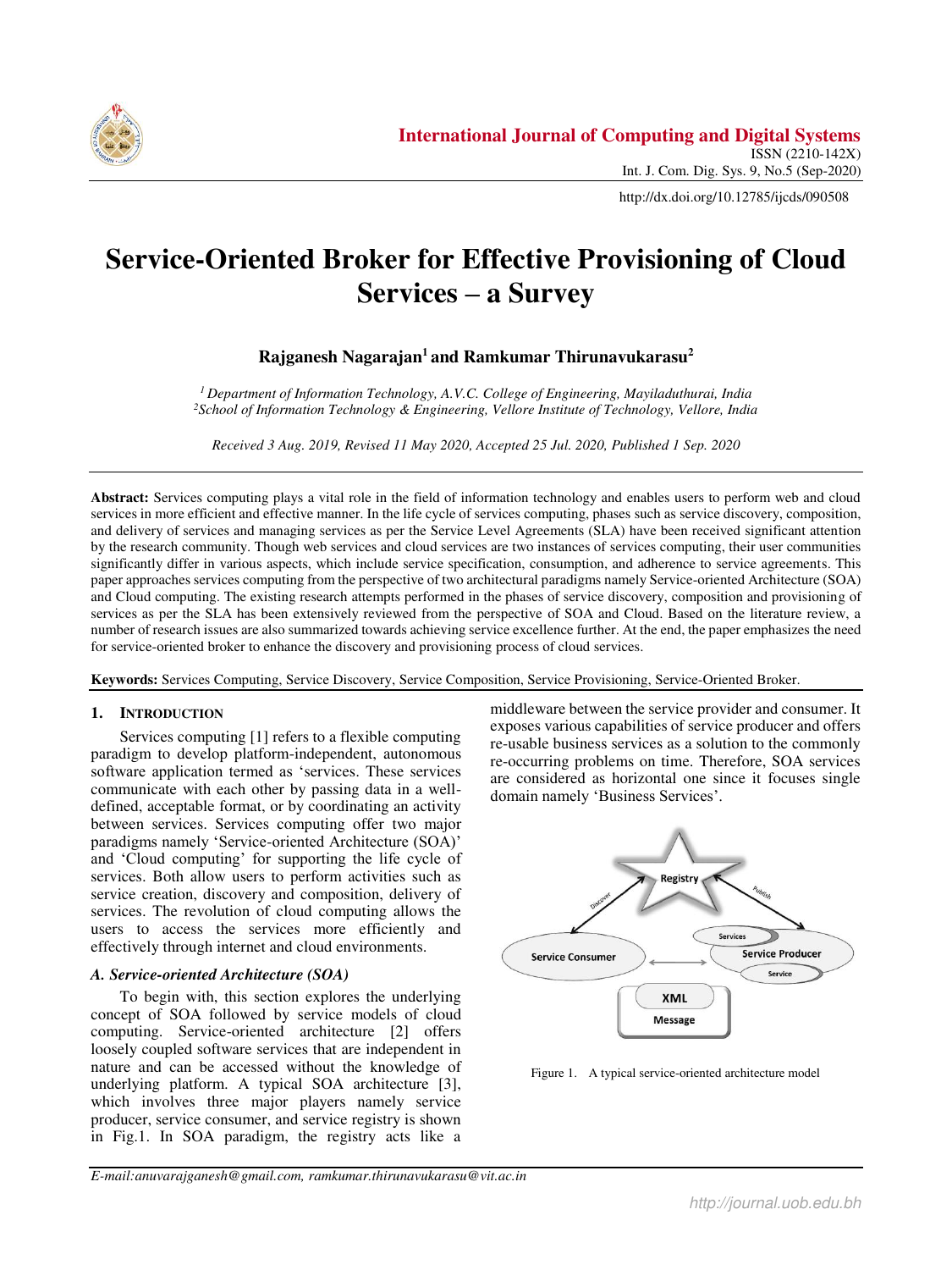# Service-Oriented Broker for Effective Provisioning of Cloud Services – a Survey

**Rajganesh Nagarajan[1] and Ramkumar Thirunavukarasu[2]**

*[1] Department of Information Technology, A.V.C. College of Engineering, Mayiladuthurai, India*
*[2] School of Information Technology & Engineering, Vellore Institute of Technology, Vellore, India*

*Received 3 Aug. 2019, Revised 11 May 2020, Accepted 25 Jul. 2020, Published 1 Sep. 2020*

**Abstract:** Services computing plays a vital role in the field of information technology and enables users to perform web and cloud services in more efficient and effective manner. In the life cycle of services computing, phases such as service discovery, composition, and delivery of services and managing services as per the Service Level Agreements (SLA) have been received significant attention by the research community. Though web services and cloud services are two instances of services computing, their user communities significantly differ in various aspects, which include service specification, consumption, and adherence to service agreements. This paper approaches services computing from the perspective of two architectural paradigms namely Service-oriented Architecture (SOA) and Cloud computing. The existing research attempts performed in the phases of service discovery, composition and provisioning of services as per the SLA has been extensively reviewed from the perspective of SOA and Cloud. Based on the literature review, a number of research issues are also summarized towards achieving service excellence further. At the end, the paper emphasizes the need for service-oriented broker to enhance the discovery and provisioning process of cloud services.

**Keywords:** Services Computing, Service Discovery, Service Composition, Service Provisioning, Service-Oriented Broker.

## 1. Introduction

Services computing [1] refers to a flexible computing paradigm to develop platform-independent, autonomous software application termed as 'services. These services communicate with each other by passing data in a well-defined, acceptable format, or by coordinating an activity between services. Services computing offer two major paradigms namely 'Service-oriented Architecture (SOA)' and 'Cloud computing' for supporting the life cycle of services. Both allow users to perform activities such as service creation, discovery and composition, delivery of services. The revolution of cloud computing allows the users to access the services more efficiently and effectively through internet and cloud environments.

### A. Service-oriented Architecture (SOA)

To begin with, this section explores the underlying concept of SOA followed by service models of cloud computing. Service-oriented architecture [2] offers loosely coupled software services that are independent in nature and can be accessed without the knowledge of underlying platform. A typical SOA architecture [3], which involves three major players namely service producer, service consumer, and service registry is shown in Fig.1. In SOA paradigm, the registry acts like a middleware between the service provider and consumer. It exposes various capabilities of service producer and offers re-usable business services as a solution to the commonly re-occurring problems on time. Therefore, SOA services are considered as horizontal one since it focuses single domain namely 'Business Services'.

Figure 1. A typical service-oriented architecture model

E-mail: anuvarajganesh@gmail.com, ramkumar.thirunavukarasu@vit.ac.in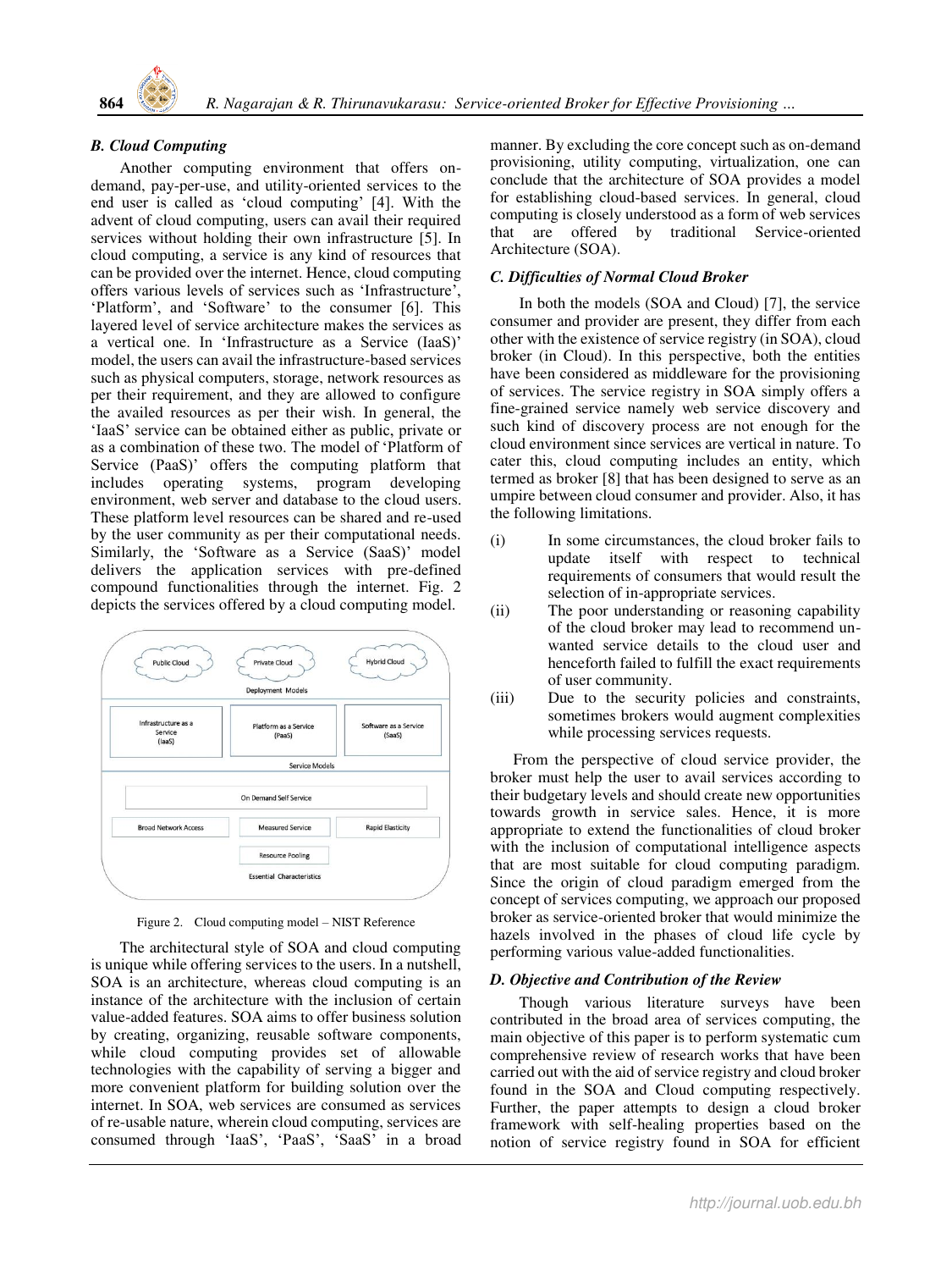### B. Cloud Computing

Another computing environment that offers on-demand, pay-per-use, and utility-oriented services to the end user is called as 'cloud computing' [4]. With the advent of cloud computing, users can avail their required services without holding their own infrastructure [5]. In cloud computing, a service is any kind of resources that can be provided over the internet. Hence, cloud computing offers various levels of services such as 'Infrastructure', 'Platform', and 'Software' to the consumer [6]. This layered level of service architecture makes the services as a vertical one. In 'Infrastructure as a Service (IaaS)' model, the users can avail the infrastructure-based services such as physical computers, storage, network resources as per their requirement, and they are allowed to configure the availed resources as per their wish. In general, the 'IaaS' service can be obtained either as public, private or as a combination of these two. The model of 'Platform of Service (PaaS)' offers the computing platform that includes operating systems, program developing environment, web server and database to the cloud users. These platform level resources can be shared and re-used by the user community as per their computational needs. Similarly, the 'Software as a Service (SaaS)' model delivers the application services with pre-defined compound functionalities through the internet. Fig. 2 depicts the services offered by a cloud computing model.

Figure 2. Cloud computing model – NIST Reference

The architectural style of SOA and cloud computing is unique while offering services to the users. In a nutshell, SOA is an architecture, whereas cloud computing is an instance of the architecture with the inclusion of certain value-added features. SOA aims to offer business solution by creating, organizing, reusable software components, while cloud computing provides set of allowable technologies with the capability of serving a bigger and more convenient platform for building solution over the internet. In SOA, web services are consumed as services of re-usable nature, wherein cloud computing, services are consumed through 'IaaS', 'PaaS', 'SaaS' in a broad manner. By excluding the core concept such as on-demand provisioning, utility computing, virtualization, one can conclude that the architecture of SOA provides a model for establishing cloud-based services. In general, cloud computing is closely understood as a form of web services that are offered by traditional Service-oriented Architecture (SOA).

### C. Difficulties of Normal Cloud Broker

In both the models (SOA and Cloud) [7], the service consumer and provider are present, they differ from each other with the existence of service registry (in SOA), cloud broker (in Cloud). In this perspective, both the entities have been considered as middleware for the provisioning of services. The service registry in SOA simply offers a fine-grained service namely web service discovery and such kind of discovery process are not enough for the cloud environment since services are vertical in nature. To cater this, cloud computing includes an entity, which termed as broker [8] that has been designed to serve as an umpire between cloud consumer and provider. Also, it has the following limitations.

(i) In some circumstances, the cloud broker fails to update itself with respect to technical requirements of consumers that would result the selection of in-appropriate services.

(ii) The poor understanding or reasoning capability of the cloud broker may lead to recommend un-wanted service details to the cloud user and henceforth failed to fulfill the exact requirements of user community.

(iii) Due to the security policies and constraints, sometimes brokers would augment complexities while processing services requests.

From the perspective of cloud service provider, the broker must help the user to avail services according to their budgetary levels and should create new opportunities towards growth in service sales. Hence, it is more appropriate to extend the functionalities of cloud broker with the inclusion of computational intelligence aspects that are most suitable for cloud computing paradigm. Since the origin of cloud paradigm emerged from the concept of services computing, we approach our proposed broker as service-oriented broker that would minimize the hazels involved in the phases of cloud life cycle by performing various value-added functionalities.

### D. Objective and Contribution of the Review

Though various literature surveys have been contributed in the broad area of services computing, the main objective of this paper is to perform systematic cum comprehensive review of research works that have been carried out with the aid of service registry and cloud broker found in the SOA and Cloud computing respectively. Further, the paper attempts to design a cloud broker framework with self-healing properties based on the notion of service registry found in SOA for efficient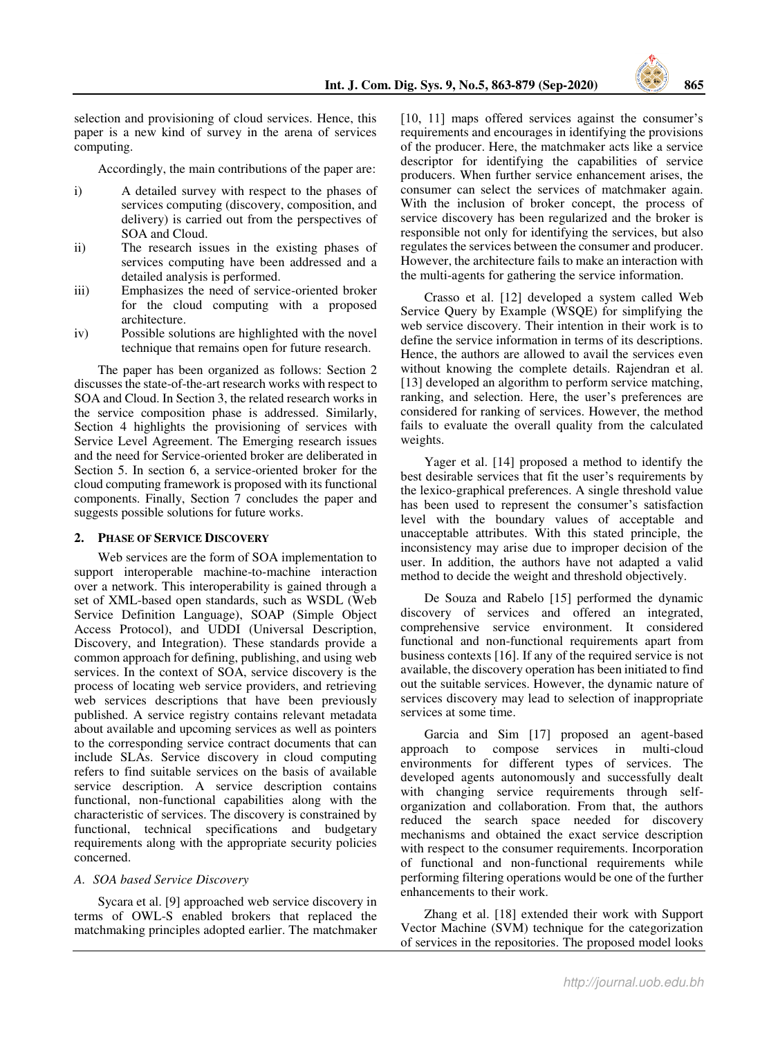selection and provisioning of cloud services. Hence, this paper is a new kind of survey in the arena of services computing.

Accordingly, the main contributions of the paper are:

i) A detailed survey with respect to the phases of services computing (discovery, composition, and delivery) is carried out from the perspectives of SOA and Cloud.

ii) The research issues in the existing phases of services computing have been addressed and a detailed analysis is performed.

iii) Emphasizes the need of service-oriented broker for the cloud computing with a proposed architecture.

iv) Possible solutions are highlighted with the novel technique that remains open for future research.

The paper has been organized as follows: Section 2 discusses the state-of-the-art research works with respect to SOA and Cloud. In Section 3, the related research works in the service composition phase is addressed. Similarly, Section 4 highlights the provisioning of services with Service Level Agreement. The Emerging research issues and the need for Service-oriented broker are deliberated in Section 5. In section 6, a service-oriented broker for the cloud computing framework is proposed with its functional components. Finally, Section 7 concludes the paper and suggests possible solutions for future works.

## 2. Phase of Service Discovery

Web services are the form of SOA implementation to support interoperable machine-to-machine interaction over a network. This interoperability is gained through a set of XML-based open standards, such as WSDL (Web Service Definition Language), SOAP (Simple Object Access Protocol), and UDDI (Universal Description, Discovery, and Integration). These standards provide a common approach for defining, publishing, and using web services. In the context of SOA, service discovery is the process of locating web service providers, and retrieving web services descriptions that have been previously published. A service registry contains relevant metadata about available and upcoming services as well as pointers to the corresponding service contract documents that can include SLAs. Service discovery in cloud computing refers to find suitable services on the basis of available service description. A service description contains functional, non-functional capabilities along with the characteristic of services. The discovery is constrained by functional, technical specifications and budgetary requirements along with the appropriate security policies concerned.

### *A. SOA based Service Discovery*

Sycara et al. [9] approached web service discovery in terms of OWL-S enabled brokers that replaced the matchmaking principles adopted earlier. The matchmaker [10, 11] maps offered services against the consumer's requirements and encourages in identifying the provisions of the producer. Here, the matchmaker acts like a service descriptor for identifying the capabilities of service producers. When further service enhancement arises, the consumer can select the services of matchmaker again. With the inclusion of broker concept, the process of service discovery has been regularized and the broker is responsible not only for identifying the services, but also regulates the services between the consumer and producer. However, the architecture fails to make an interaction with the multi-agents for gathering the service information.

Crasso et al. [12] developed a system called Web Service Query by Example (WSQE) for simplifying the web service discovery. Their intention in their work is to define the service information in terms of its descriptions. Hence, the authors are allowed to avail the services even without knowing the complete details. Rajendran et al. [13] developed an algorithm to perform service matching, ranking, and selection. Here, the user's preferences are considered for ranking of services. However, the method fails to evaluate the overall quality from the calculated weights.

Yager et al. [14] proposed a method to identify the best desirable services that fit the user's requirements by the lexico-graphical preferences. A single threshold value has been used to represent the consumer's satisfaction level with the boundary values of acceptable and unacceptable attributes. With this stated principle, the inconsistency may arise due to improper decision of the user. In addition, the authors have not adapted a valid method to decide the weight and threshold objectively.

De Souza and Rabelo [15] performed the dynamic discovery of services and offered an integrated, comprehensive service environment. It considered functional and non-functional requirements apart from business contexts [16]. If any of the required service is not available, the discovery operation has been initiated to find out the suitable services. However, the dynamic nature of services discovery may lead to selection of inappropriate services at some time.

Garcia and Sim [17] proposed an agent-based approach to compose services in multi-cloud environments for different types of services. The developed agents autonomously and successfully dealt with changing service requirements through self-organization and collaboration. From that, the authors reduced the search space needed for discovery mechanisms and obtained the exact service description with respect to the consumer requirements. Incorporation of functional and non-functional requirements while performing filtering operations would be one of the further enhancements to their work.

Zhang et al. [18] extended their work with Support Vector Machine (SVM) technique for the categorization of services in the repositories. The proposed model looks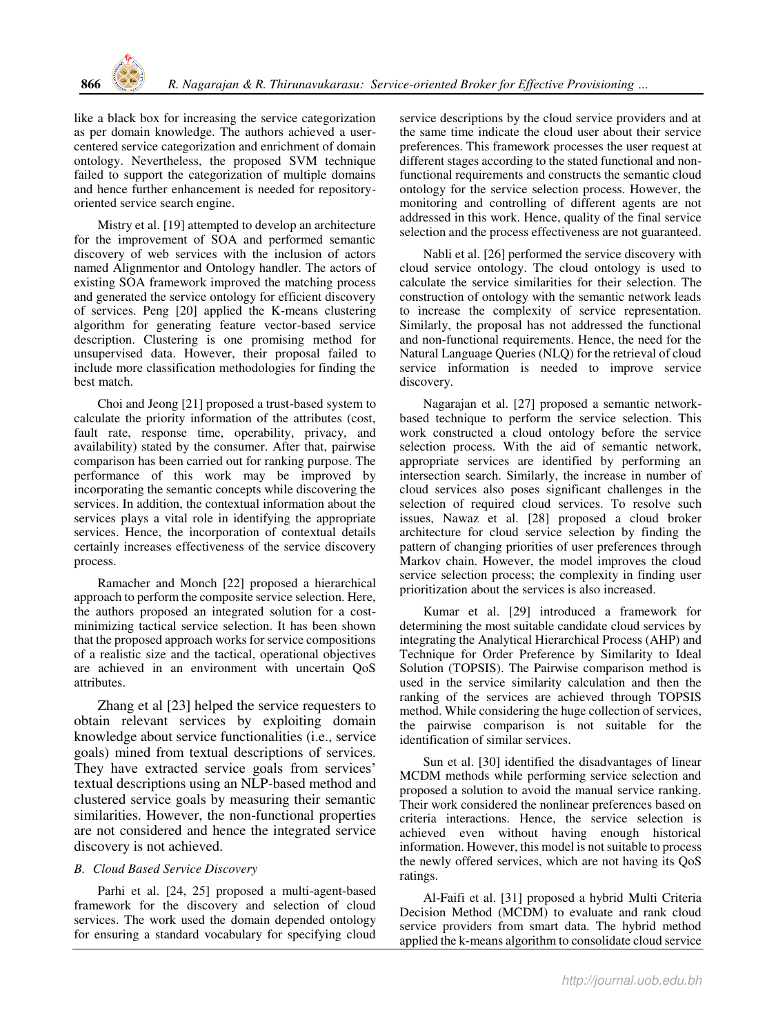like a black box for increasing the service categorization as per domain knowledge. The authors achieved a user-centered service categorization and enrichment of domain ontology. Nevertheless, the proposed SVM technique failed to support the categorization of multiple domains and hence further enhancement is needed for repository-oriented service search engine.

Mistry et al. [19] attempted to develop an architecture for the improvement of SOA and performed semantic discovery of web services with the inclusion of actors named Alignmentor and Ontology handler. The actors of existing SOA framework improved the matching process and generated the service ontology for efficient discovery of services. Peng [20] applied the K-means clustering algorithm for generating feature vector-based service description. Clustering is one promising method for unsupervised data. However, their proposal failed to include more classification methodologies for finding the best match.

Choi and Jeong [21] proposed a trust-based system to calculate the priority information of the attributes (cost, fault rate, response time, operability, privacy, and availability) stated by the consumer. After that, pairwise comparison has been carried out for ranking purpose. The performance of this work may be improved by incorporating the semantic concepts while discovering the services. In addition, the contextual information about the services plays a vital role in identifying the appropriate services. Hence, the incorporation of contextual details certainly increases effectiveness of the service discovery process.

Ramacher and Monch [22] proposed a hierarchical approach to perform the composite service selection. Here, the authors proposed an integrated solution for a cost-minimizing tactical service selection. It has been shown that the proposed approach works for service compositions of a realistic size and the tactical, operational objectives are achieved in an environment with uncertain QoS attributes.

Zhang et al [23] helped the service requesters to obtain relevant services by exploiting domain knowledge about service functionalities (i.e., service goals) mined from textual descriptions of services. They have extracted service goals from services' textual descriptions using an NLP-based method and clustered service goals by measuring their semantic similarities. However, the non-functional properties are not considered and hence the integrated service discovery is not achieved.

### *B. Cloud Based Service Discovery*

Parhi et al. [24, 25] proposed a multi-agent-based framework for the discovery and selection of cloud services. The work used the domain depended ontology for ensuring a standard vocabulary for specifying cloud service descriptions by the cloud service providers and at the same time indicate the cloud user about their service preferences. This framework processes the user request at different stages according to the stated functional and non-functional requirements and constructs the semantic cloud ontology for the service selection process. However, the monitoring and controlling of different agents are not addressed in this work. Hence, quality of the final service selection and the process effectiveness are not guaranteed.

Nabli et al. [26] performed the service discovery with cloud service ontology. The cloud ontology is used to calculate the service similarities for their selection. The construction of ontology with the semantic network leads to increase the complexity of service representation. Similarly, the proposal has not addressed the functional and non-functional requirements. Hence, the need for the Natural Language Queries (NLQ) for the retrieval of cloud service information is needed to improve service discovery.

Nagarajan et al. [27] proposed a semantic network-based technique to perform the service selection. This work constructed a cloud ontology before the service selection process. With the aid of semantic network, appropriate services are identified by performing an intersection search. Similarly, the increase in number of cloud services also poses significant challenges in the selection of required cloud services. To resolve such issues, Nawaz et al. [28] proposed a cloud broker architecture for cloud service selection by finding the pattern of changing priorities of user preferences through Markov chain. However, the model improves the cloud service selection process; the complexity in finding user prioritization about the services is also increased.

Kumar et al. [29] introduced a framework for determining the most suitable candidate cloud services by integrating the Analytical Hierarchical Process (AHP) and Technique for Order Preference by Similarity to Ideal Solution (TOPSIS). The Pairwise comparison method is used in the service similarity calculation and then the ranking of the services are achieved through TOPSIS method. While considering the huge collection of services, the pairwise comparison is not suitable for the identification of similar services.

Sun et al. [30] identified the disadvantages of linear MCDM methods while performing service selection and proposed a solution to avoid the manual service ranking. Their work considered the nonlinear preferences based on criteria interactions. Hence, the service selection is achieved even without having enough historical information. However, this model is not suitable to process the newly offered services, which are not having its QoS ratings.

Al-Faifi et al. [31] proposed a hybrid Multi Criteria Decision Method (MCDM) to evaluate and rank cloud service providers from smart data. The hybrid method applied the k-means algorithm to consolidate cloud service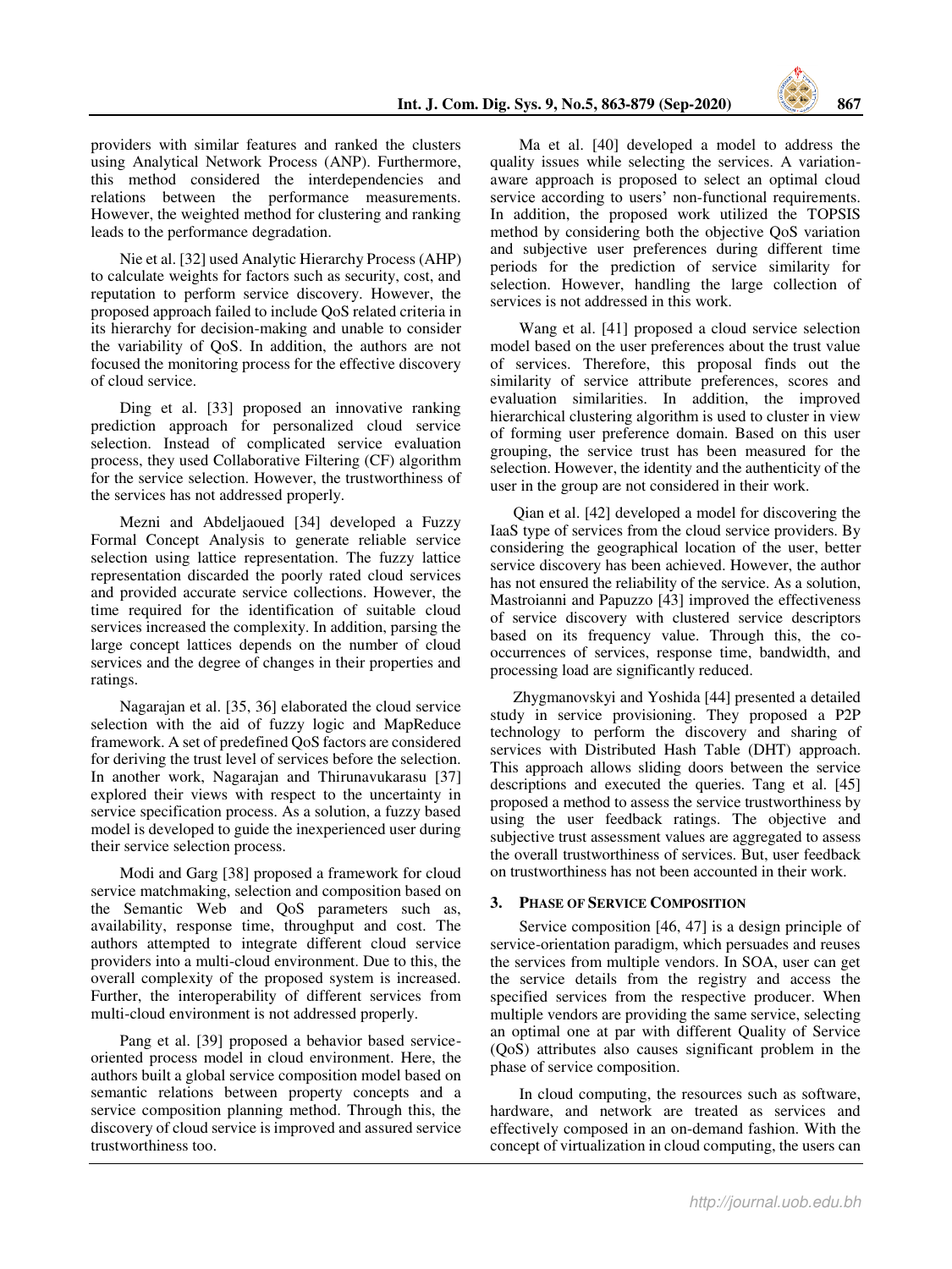providers with similar features and ranked the clusters using Analytical Network Process (ANP). Furthermore, this method considered the interdependencies and relations between the performance measurements. However, the weighted method for clustering and ranking leads to the performance degradation.

Nie et al. [32] used Analytic Hierarchy Process (AHP) to calculate weights for factors such as security, cost, and reputation to perform service discovery. However, the proposed approach failed to include QoS related criteria in its hierarchy for decision-making and unable to consider the variability of QoS. In addition, the authors are not focused the monitoring process for the effective discovery of cloud service.

Ding et al. [33] proposed an innovative ranking prediction approach for personalized cloud service selection. Instead of complicated service evaluation process, they used Collaborative Filtering (CF) algorithm for the service selection. However, the trustworthiness of the services has not addressed properly.

Mezni and Abdeljaoued [34] developed a Fuzzy Formal Concept Analysis to generate reliable service selection using lattice representation. The fuzzy lattice representation discarded the poorly rated cloud services and provided accurate service collections. However, the time required for the identification of suitable cloud services increased the complexity. In addition, parsing the large concept lattices depends on the number of cloud services and the degree of changes in their properties and ratings.

Nagarajan et al. [35, 36] elaborated the cloud service selection with the aid of fuzzy logic and MapReduce framework. A set of predefined QoS factors are considered for deriving the trust level of services before the selection. In another work, Nagarajan and Thirunavukarasu [37] explored their views with respect to the uncertainty in service specification process. As a solution, a fuzzy based model is developed to guide the inexperienced user during their service selection process.

Modi and Garg [38] proposed a framework for cloud service matchmaking, selection and composition based on the Semantic Web and QoS parameters such as, availability, response time, throughput and cost. The authors attempted to integrate different cloud service providers into a multi-cloud environment. Due to this, the overall complexity of the proposed system is increased. Further, the interoperability of different services from multi-cloud environment is not addressed properly.

Pang et al. [39] proposed a behavior based service-oriented process model in cloud environment. Here, the authors built a global service composition model based on semantic relations between property concepts and a service composition planning method. Through this, the discovery of cloud service is improved and assured service trustworthiness too.

Ma et al. [40] developed a model to address the quality issues while selecting the services. A variation-aware approach is proposed to select an optimal cloud service according to users' non-functional requirements. In addition, the proposed work utilized the TOPSIS method by considering both the objective QoS variation and subjective user preferences during different time periods for the prediction of service similarity for selection. However, handling the large collection of services is not addressed in this work.

Wang et al. [41] proposed a cloud service selection model based on the user preferences about the trust value of services. Therefore, this proposal finds out the similarity of service attribute preferences, scores and evaluation similarities. In addition, the improved hierarchical clustering algorithm is used to cluster in view of forming user preference domain. Based on this user grouping, the service trust has been measured for the selection. However, the identity and the authenticity of the user in the group are not considered in their work.

Qian et al. [42] developed a model for discovering the IaaS type of services from the cloud service providers. By considering the geographical location of the user, better service discovery has been achieved. However, the author has not ensured the reliability of the service. As a solution, Mastroianni and Papuzzo [43] improved the effectiveness of service discovery with clustered service descriptors based on its frequency value. Through this, the co-occurrences of services, response time, bandwidth, and processing load are significantly reduced.

Zhygmanovskyi and Yoshida [44] presented a detailed study in service provisioning. They proposed a P2P technology to perform the discovery and sharing of services with Distributed Hash Table (DHT) approach. This approach allows sliding doors between the service descriptions and executed the queries. Tang et al. [45] proposed a method to assess the service trustworthiness by using the user feedback ratings. The objective and subjective trust assessment values are aggregated to assess the overall trustworthiness of services. But, user feedback on trustworthiness has not been accounted in their work.

## 3. PHASE OF SERVICE COMPOSITION

Service composition [46, 47] is a design principle of service-orientation paradigm, which persuades and reuses the services from multiple vendors. In SOA, user can get the service details from the registry and access the specified services from the respective producer. When multiple vendors are providing the same service, selecting an optimal one at par with different Quality of Service (QoS) attributes also causes significant problem in the phase of service composition.

In cloud computing, the resources such as software, hardware, and network are treated as services and effectively composed in an on-demand fashion. With the concept of virtualization in cloud computing, the users can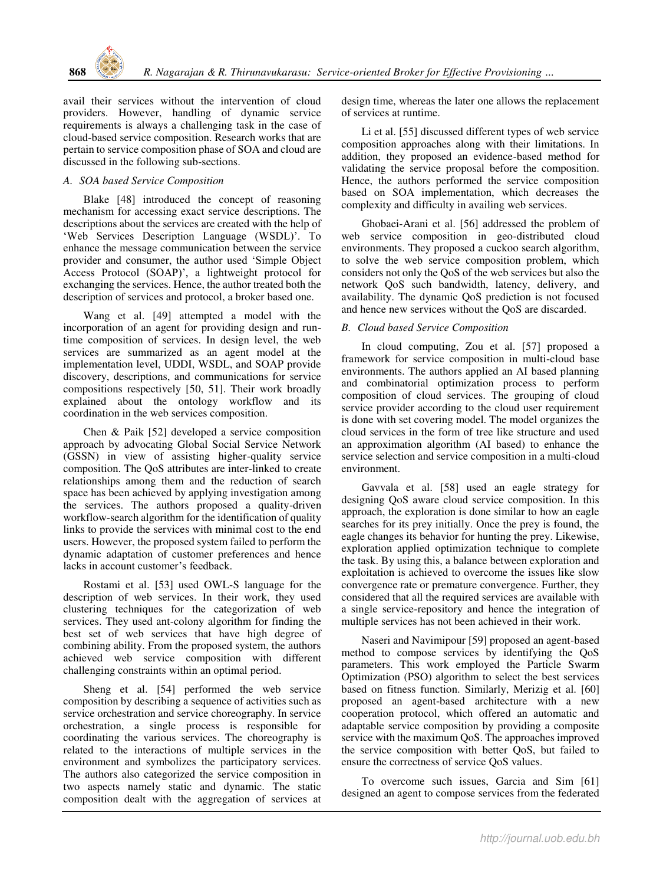avail their services without the intervention of cloud providers. However, handling of dynamic service requirements is always a challenging task in the case of cloud-based service composition. Research works that are pertain to service composition phase of SOA and cloud are discussed in the following sub-sections.

### *A. SOA based Service Composition*

Blake [48] introduced the concept of reasoning mechanism for accessing exact service descriptions. The descriptions about the services are created with the help of 'Web Services Description Language (WSDL)'. To enhance the message communication between the service provider and consumer, the author used 'Simple Object Access Protocol (SOAP)', a lightweight protocol for exchanging the services. Hence, the author treated both the description of services and protocol, a broker based one.

Wang et al. [49] attempted a model with the incorporation of an agent for providing design and run-time composition of services. In design level, the web services are summarized as an agent model at the implementation level, UDDI, WSDL, and SOAP provide discovery, descriptions, and communications for service compositions respectively [50, 51]. Their work broadly explained about the ontology workflow and its coordination in the web services composition.

Chen & Paik [52] developed a service composition approach by advocating Global Social Service Network (GSSN) in view of assisting higher-quality service composition. The QoS attributes are inter-linked to create relationships among them and the reduction of search space has been achieved by applying investigation among the services. The authors proposed a quality-driven workflow-search algorithm for the identification of quality links to provide the services with minimal cost to the end users. However, the proposed system failed to perform the dynamic adaptation of customer preferences and hence lacks in account customer's feedback.

Rostami et al. [53] used OWL-S language for the description of web services. In their work, they used clustering techniques for the categorization of web services. They used ant-colony algorithm for finding the best set of web services that have high degree of combining ability. From the proposed system, the authors achieved web service composition with different challenging constraints within an optimal period.

Sheng et al. [54] performed the web service composition by describing a sequence of activities such as service orchestration and service choreography. In service orchestration, a single process is responsible for coordinating the various services. The choreography is related to the interactions of multiple services in the environment and symbolizes the participatory services. The authors also categorized the service composition in two aspects namely static and dynamic. The static composition dealt with the aggregation of services at design time, whereas the later one allows the replacement of services at runtime.

Li et al. [55] discussed different types of web service composition approaches along with their limitations. In addition, they proposed an evidence-based method for validating the service proposal before the composition. Hence, the authors performed the service composition based on SOA implementation, which decreases the complexity and difficulty in availing web services.

Ghobaei-Arani et al. [56] addressed the problem of web service composition in geo-distributed cloud environments. They proposed a cuckoo search algorithm, to solve the web service composition problem, which considers not only the QoS of the web services but also the network QoS such bandwidth, latency, delivery, and availability. The dynamic QoS prediction is not focused and hence new services without the QoS are discarded.

### *B. Cloud based Service Composition*

In cloud computing, Zou et al. [57] proposed a framework for service composition in multi-cloud base environments. The authors applied an AI based planning and combinatorial optimization process to perform composition of cloud services. The grouping of cloud service provider according to the cloud user requirement is done with set covering model. The model organizes the cloud services in the form of tree like structure and used an approximation algorithm (AI based) to enhance the service selection and service composition in a multi-cloud environment.

Gavvala et al. [58] used an eagle strategy for designing QoS aware cloud service composition. In this approach, the exploration is done similar to how an eagle searches for its prey initially. Once the prey is found, the eagle changes its behavior for hunting the prey. Likewise, exploration applied optimization technique to complete the task. By using this, a balance between exploration and exploitation is achieved to overcome the issues like slow convergence rate or premature convergence. Further, they considered that all the required services are available with a single service-repository and hence the integration of multiple services has not been achieved in their work.

Naseri and Navimipour [59] proposed an agent-based method to compose services by identifying the QoS parameters. This work employed the Particle Swarm Optimization (PSO) algorithm to select the best services based on fitness function. Similarly, Merizig et al. [60] proposed an agent-based architecture with a new cooperation protocol, which offered an automatic and adaptable service composition by providing a composite service with the maximum QoS. The approaches improved the service composition with better QoS, but failed to ensure the correctness of service QoS values.

To overcome such issues, Garcia and Sim [61] designed an agent to compose services from the federated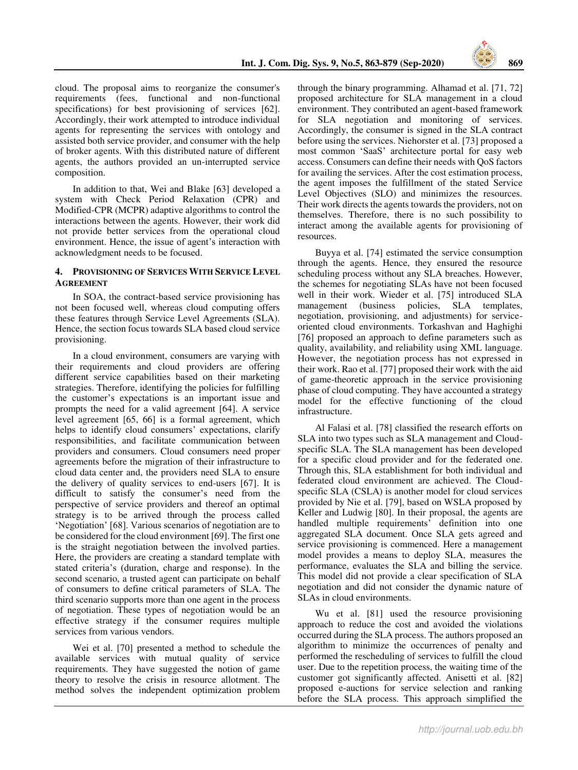cloud. The proposal aims to reorganize the consumer's requirements (fees, functional and non-functional specifications) for best provisioning of services [62]. Accordingly, their work attempted to introduce individual agents for representing the services with ontology and assisted both service provider, and consumer with the help of broker agents. With this distributed nature of different agents, the authors provided an un-interrupted service composition.

In addition to that, Wei and Blake [63] developed a system with Check Period Relaxation (CPR) and Modified-CPR (MCPR) adaptive algorithms to control the interactions between the agents. However, their work did not provide better services from the operational cloud environment. Hence, the issue of agent's interaction with acknowledgment needs to be focused.

## 4. Provisioning of Services With Service Level Agreement

In SOA, the contract-based service provisioning has not been focused well, whereas cloud computing offers these features through Service Level Agreements (SLA). Hence, the section focus towards SLA based cloud service provisioning.

In a cloud environment, consumers are varying with their requirements and cloud providers are offering different service capabilities based on their marketing strategies. Therefore, identifying the policies for fulfilling the customer's expectations is an important issue and prompts the need for a valid agreement [64]. A service level agreement [65, 66] is a formal agreement, which helps to identify cloud consumers' expectations, clarify responsibilities, and facilitate communication between providers and consumers. Cloud consumers need proper agreements before the migration of their infrastructure to cloud data center and, the providers need SLA to ensure the delivery of quality services to end-users [67]. It is difficult to satisfy the consumer's need from the perspective of service providers and thereof an optimal strategy is to be arrived through the process called 'Negotiation' [68]. Various scenarios of negotiation are to be considered for the cloud environment [69]. The first one is the straight negotiation between the involved parties. Here, the providers are creating a standard template with stated criteria's (duration, charge and response). In the second scenario, a trusted agent can participate on behalf of consumers to define critical parameters of SLA. The third scenario supports more than one agent in the process of negotiation. These types of negotiation would be an effective strategy if the consumer requires multiple services from various vendors.

Wei et al. [70] presented a method to schedule the available services with mutual quality of service requirements. They have suggested the notion of game theory to resolve the crisis in resource allotment. The method solves the independent optimization problem through the binary programming. Alhamad et al. [71, 72] proposed architecture for SLA management in a cloud environment. They contributed an agent-based framework for SLA negotiation and monitoring of services. Accordingly, the consumer is signed in the SLA contract before using the services. Niehorster et al. [73] proposed a most common 'SaaS' architecture portal for easy web access. Consumers can define their needs with QoS factors for availing the services. After the cost estimation process, the agent imposes the fulfillment of the stated Service Level Objectives (SLO) and minimizes the resources. Their work directs the agents towards the providers, not on themselves. Therefore, there is no such possibility to interact among the available agents for provisioning of resources.

Buyya et al. [74] estimated the service consumption through the agents. Hence, they ensured the resource scheduling process without any SLA breaches. However, the schemes for negotiating SLAs have not been focused well in their work. Wieder et al. [75] introduced SLA management (business policies, SLA templates, negotiation, provisioning, and adjustments) for service-oriented cloud environments. Torkashvan and Haghighi [76] proposed an approach to define parameters such as quality, availability, and reliability using XML language. However, the negotiation process has not expressed in their work. Rao et al. [77] proposed their work with the aid of game-theoretic approach in the service provisioning phase of cloud computing. They have accounted a strategy model for the effective functioning of the cloud infrastructure.

Al Falasi et al. [78] classified the research efforts on SLA into two types such as SLA management and Cloud-specific SLA. The SLA management has been developed for a specific cloud provider and for the federated one. Through this, SLA establishment for both individual and federated cloud environment are achieved. The Cloud-specific SLA (CSLA) is another model for cloud services provided by Nie et al. [79], based on WSLA proposed by Keller and Ludwig [80]. In their proposal, the agents are handled multiple requirements' definition into one aggregated SLA document. Once SLA gets agreed and service provisioning is commenced. Here a management model provides a means to deploy SLA, measures the performance, evaluates the SLA and billing the service. This model did not provide a clear specification of SLA negotiation and did not consider the dynamic nature of SLAs in cloud environments.

Wu et al. [81] used the resource provisioning approach to reduce the cost and avoided the violations occurred during the SLA process. The authors proposed an algorithm to minimize the occurrences of penalty and performed the rescheduling of services to fulfill the cloud user. Due to the repetition process, the waiting time of the customer got significantly affected. Anisetti et al. [82] proposed e-auctions for service selection and ranking before the SLA process. This approach simplified the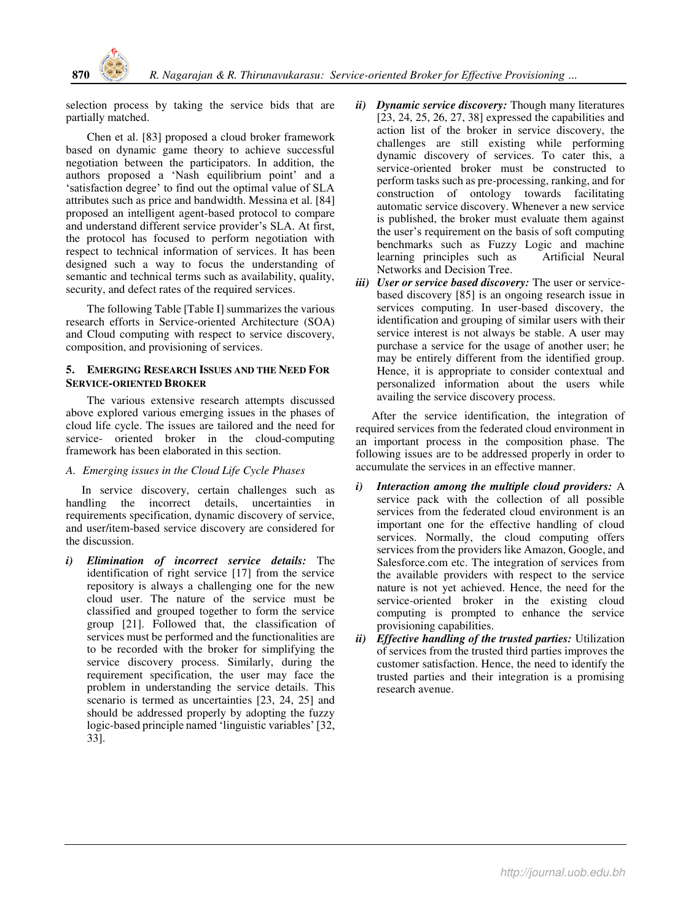selection process by taking the service bids that are partially matched.

Chen et al. [83] proposed a cloud broker framework based on dynamic game theory to achieve successful negotiation between the participators. In addition, the authors proposed a 'Nash equilibrium point' and a 'satisfaction degree' to find out the optimal value of SLA attributes such as price and bandwidth. Messina et al. [84] proposed an intelligent agent-based protocol to compare and understand different service provider's SLA. At first, the protocol has focused to perform negotiation with respect to technical information of services. It has been designed such a way to focus the understanding of semantic and technical terms such as availability, quality, security, and defect rates of the required services.

The following Table [Table I] summarizes the various research efforts in Service-oriented Architecture (SOA) and Cloud computing with respect to service discovery, composition, and provisioning of services.

## 5. Emerging Research Issues and the Need For Service-oriented Broker

The various extensive research attempts discussed above explored various emerging issues in the phases of cloud life cycle. The issues are tailored and the need for service- oriented broker in the cloud-computing framework has been elaborated in this section.

### *A. Emerging issues in the Cloud Life Cycle Phases*

In service discovery, certain challenges such as handling the incorrect details, uncertainties in requirements specification, dynamic discovery of service, and user/item-based service discovery are considered for the discussion.

*i)* ***Elimination of incorrect service details:*** The identification of right service [17] from the service repository is always a challenging one for the new cloud user. The nature of the service must be classified and grouped together to form the service group [21]. Followed that, the classification of services must be performed and the functionalities are to be recorded with the broker for simplifying the service discovery process. Similarly, during the requirement specification, the user may face the problem in understanding the service details. This scenario is termed as uncertainties [23, 24, 25] and should be addressed properly by adopting the fuzzy logic-based principle named 'linguistic variables' [32, 33].

*ii)* ***Dynamic service discovery:*** Though many literatures [23, 24, 25, 26, 27, 38] expressed the capabilities and action list of the broker in service discovery, the challenges are still existing while performing dynamic discovery of services. To cater this, a service-oriented broker must be constructed to perform tasks such as pre-processing, ranking, and for construction of ontology towards facilitating automatic service discovery. Whenever a new service is published, the broker must evaluate them against the user's requirement on the basis of soft computing benchmarks such as Fuzzy Logic and machine learning principles such as Artificial Neural Networks and Decision Tree.

*iii)* ***User or service based discovery:*** The user or service-based discovery [85] is an ongoing research issue in services computing. In user-based discovery, the identification and grouping of similar users with their service interest is not always be stable. A user may purchase a service for the usage of another user; he may be entirely different from the identified group. Hence, it is appropriate to consider contextual and personalized information about the users while availing the service discovery process.

After the service identification, the integration of required services from the federated cloud environment in an important process in the composition phase. The following issues are to be addressed properly in order to accumulate the services in an effective manner.

*i)* ***Interaction among the multiple cloud providers:*** A service pack with the collection of all possible services from the federated cloud environment is an important one for the effective handling of cloud services. Normally, the cloud computing offers services from the providers like Amazon, Google, and Salesforce.com etc. The integration of services from the available providers with respect to the service nature is not yet achieved. Hence, the need for the service-oriented broker in the existing cloud computing is prompted to enhance the service provisioning capabilities.

*ii)* ***Effective handling of the trusted parties:*** Utilization of services from the trusted third parties improves the customer satisfaction. Hence, the need to identify the trusted parties and their integration is a promising research avenue.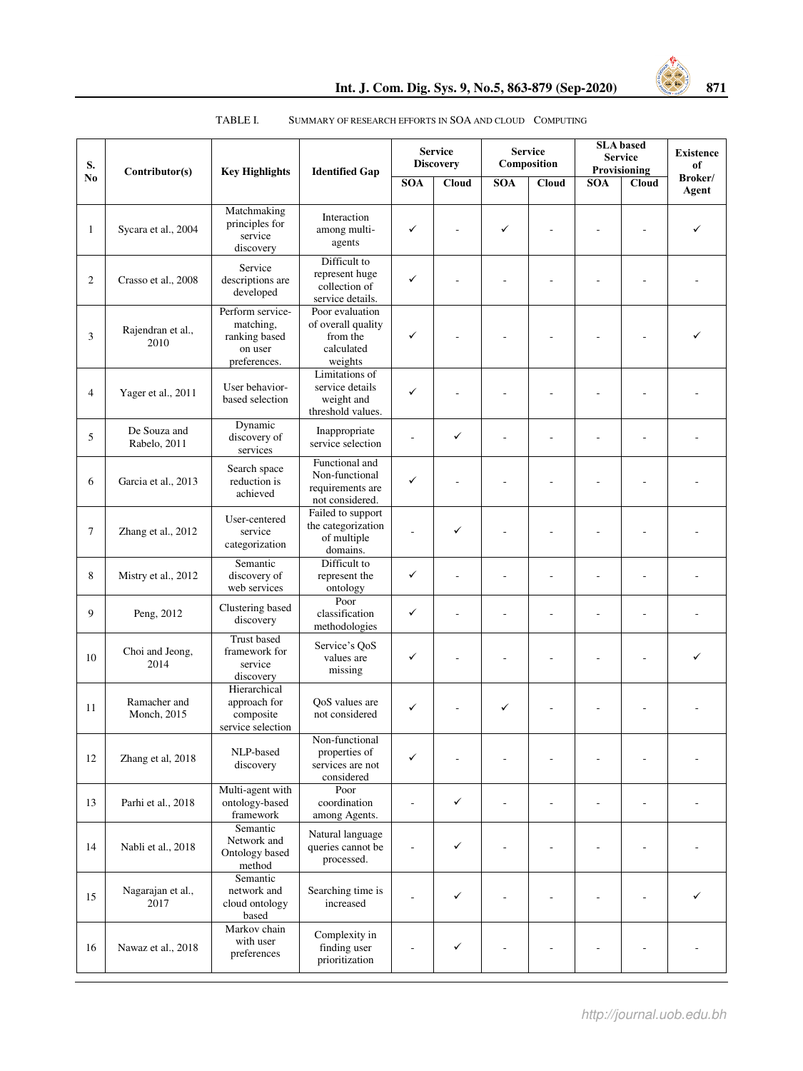TABLE I. SUMMARY OF RESEARCH EFFORTS IN SOA AND CLOUD COMPUTING

| S. No | Contributor(s) | Key Highlights | Identified Gap | Service Discovery | | Service Composition | | SLA based Service Provisioning | | Existence of Broker/ Agent |
|---|---|---|---|---|---|---|---|---|---|---|
| | | | | SOA | Cloud | SOA | Cloud | SOA | Cloud | |
| 1 | Sycara et al., 2004 | Matchmaking principles for service discovery | Interaction among multi-agents | ✓ | - | ✓ | - | - | - | ✓ |
| 2 | Crasso et al., 2008 | Service descriptions are developed | Difficult to represent huge collection of service details. | ✓ | - | - | - | - | - | - |
| 3 | Rajendran et al., 2010 | Perform service-matching, ranking based on user preferences. | Poor evaluation of overall quality from the calculated weights | ✓ | - | - | - | - | - | ✓ |
| 4 | Yager et al., 2011 | User behavior-based selection | Limitations of service details weight and threshold values. | ✓ | - | - | - | - | - | - |
| 5 | De Souza and Rabelo, 2011 | Dynamic discovery of services | Inappropriate service selection | - | ✓ | - | - | - | - | - |
| 6 | Garcia et al., 2013 | Search space reduction is achieved | Functional and Non-functional requirements are not considered. | ✓ | - | - | - | - | - | - |
| 7 | Zhang et al., 2012 | User-centered service categorization | Failed to support the categorization of multiple domains. | - | ✓ | - | - | - | - | - |
| 8 | Mistry et al., 2012 | Semantic discovery of web services | Difficult to represent the ontology | ✓ | - | - | - | - | - | - |
| 9 | Peng, 2012 | Clustering based discovery | Poor classification methodologies | ✓ | - | - | - | - | - | - |
| 10 | Choi and Jeong, 2014 | Trust based framework for service discovery | Service's QoS values are missing | ✓ | - | - | - | - | - | ✓ |
| 11 | Ramacher and Monch, 2015 | Hierarchical approach for composite service selection | QoS values are not considered | ✓ | - | ✓ | - | - | - | - |
| 12 | Zhang et al, 2018 | NLP-based discovery | Non-functional properties of services are not considered | ✓ | - | - | - | - | - | - |
| 13 | Parhi et al., 2018 | Multi-agent with ontology-based framework | Poor coordination among Agents. | - | ✓ | - | - | - | - | - |
| 14 | Nabli et al., 2018 | Semantic Network and Ontology based method | Natural language queries cannot be processed. | - | ✓ | - | - | - | - | - |
| 15 | Nagarajan et al., 2017 | Semantic network and cloud ontology based | Searching time is increased | - | ✓ | - | - | - | - | ✓ |
| 16 | Nawaz et al., 2018 | Markov chain with user preferences | Complexity in finding user prioritization | - | ✓ | - | - | - | - | - |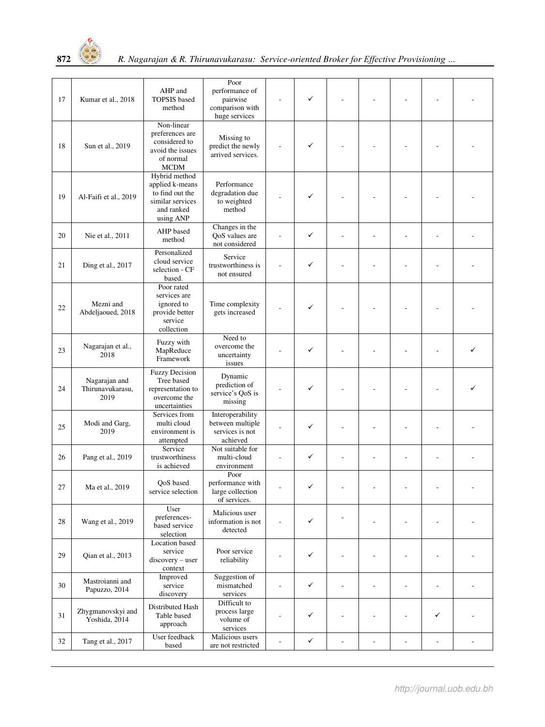| 17 | Kumar et al., 2018 | AHP and TOPSIS based method | Poor performance of pairwise comparison with huge services | - | ✓ | - | - | - | - | - |
|---|---|---|---|---|---|---|---|---|---|---|
| 18 | Sun et al., 2019 | Non-linear preferences are considered to avoid the issues of normal MCDM | Missing to predict the newly arrived services. | - | ✓ | - | - | - | - | - |
| 19 | Al-Faifi et al., 2019 | Hybrid method applied k-means to find out the similar services and ranked using ANP | Performance degradation due to weighted method | - | ✓ | - | - | - | - | - |
| 20 | Nie et al., 2011 | AHP based method | Changes in the QoS values are not considered | - | ✓ | - | - | - | - | - |
| 21 | Ding et al., 2017 | Personalized cloud service selection - CF based. | Service trustworthiness is not ensured | - | ✓ | - | - | - | - | - |
| 22 | Mezni and Abdeljaoued, 2018 | Poor rated services are ignored to provide better service collection | Time complexity gets increased | - | ✓ | - | - | - | - | - |
| 23 | Nagarajan et al., 2018 | Fuzzy with MapReduce Framework | Need to overcome the uncertainty issues | - | ✓ | - | - | - | - | ✓ |
| 24 | Nagarajan and Thirunavukarasu, 2019 | Fuzzy Decision Tree based representation to overcome the uncertainties | Dynamic prediction of service's QoS is missing | - | ✓ | - | - | - | - | ✓ |
| 25 | Modi and Garg, 2019 | Services from multi cloud environment is attempted | Interoperability between multiple services is not achieved | - | ✓ | - | - | - | - | - |
| 26 | Pang et al., 2019 | Service trustworthiness is achieved | Not suitable for multi-cloud environment | - | ✓ | - | - | - | - | - |
| 27 | Ma et al., 2019 | QoS based service selection | Poor performance with large collection of services. | - | ✓ | - | - | - | - | - |
| 28 | Wang et al., 2019 | User preferences-based service selection | Malicious user information is not detected | - | ✓ | - | - | - | - | - |
| 29 | Qian et al., 2013 | Location based service discovery – user context | Poor service reliability | - | ✓ | - | - | - | - | - |
| 30 | Mastroianni and Papuzzo, 2014 | Improved service discovery | Suggestion of mismatched services | - | ✓ | - | - | - | - | - |
| 31 | Zhygmanovskyi and Yoshida, 2014 | Distributed Hash Table based approach | Difficult to process large volume of services | - | ✓ | - | - | - | ✓ | - |
| 32 | Tang et al., 2017 | User feedback based | Malicious users are not restricted | - | ✓ | - | - | - | - | - |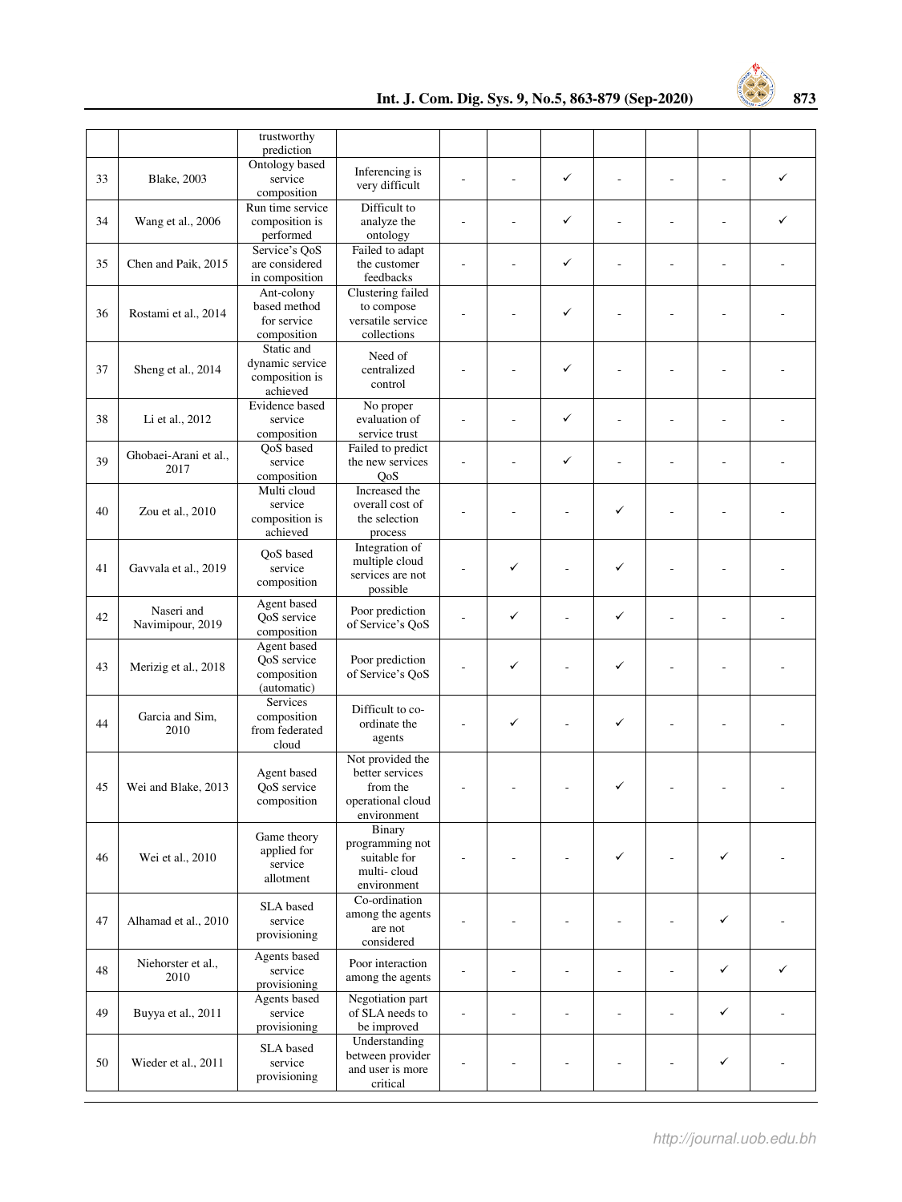| | | trustworthy prediction | | | | | | | | |
|---|---|---|---|---|---|---|---|---|---|---|
| 33 | Blake, 2003 | Ontology based service composition | Inferencing is very difficult | - | - | ✓ | - | - | - | ✓ |
| 34 | Wang et al., 2006 | Run time service composition is performed | Difficult to analyze the ontology | - | - | ✓ | - | - | - | ✓ |
| 35 | Chen and Paik, 2015 | Service's QoS are considered in composition | Failed to adapt the customer feedbacks | - | - | ✓ | - | - | - | - |
| 36 | Rostami et al., 2014 | Ant-colony based method for service composition | Clustering failed to compose versatile service collections | - | - | ✓ | - | - | - | - |
| 37 | Sheng et al., 2014 | Static and dynamic service composition is achieved | Need of centralized control | - | - | ✓ | - | - | - | - |
| 38 | Li et al., 2012 | Evidence based service composition | No proper evaluation of service trust | - | - | ✓ | - | - | - | - |
| 39 | Ghobaei-Arani et al., 2017 | QoS based service composition | Failed to predict the new services QoS | - | - | ✓ | - | - | - | - |
| 40 | Zou et al., 2010 | Multi cloud service composition is achieved | Increased the overall cost of the selection process | - | - | - | ✓ | - | - | - |
| 41 | Gavvala et al., 2019 | QoS based service composition | Integration of multiple cloud services are not possible | - | ✓ | - | ✓ | - | - | - |
| 42 | Naseri and Navimipour, 2019 | Agent based QoS service composition | Poor prediction of Service's QoS | - | ✓ | - | ✓ | - | - | - |
| 43 | Merizig et al., 2018 | Agent based QoS service composition (automatic) | Poor prediction of Service's QoS | - | ✓ | - | ✓ | - | - | - |
| 44 | Garcia and Sim, 2010 | Services composition from federated cloud | Difficult to co-ordinate the agents | - | ✓ | - | ✓ | - | - | - |
| 45 | Wei and Blake, 2013 | Agent based QoS service composition | Not provided the better services from the operational cloud environment | - | - | - | ✓ | - | - | - |
| 46 | Wei et al., 2010 | Game theory applied for service allotment | Binary programming not suitable for multi- cloud environment | - | - | - | ✓ | - | ✓ | - |
| 47 | Alhamad et al., 2010 | SLA based service provisioning | Co-ordination among the agents are not considered | - | - | - | - | - | ✓ | - |
| 48 | Niehorster et al., 2010 | Agents based service provisioning | Poor interaction among the agents | - | - | - | - | - | ✓ | ✓ |
| 49 | Buyya et al., 2011 | Agents based service provisioning | Negotiation part of SLA needs to be improved | - | - | - | - | - | ✓ | - |
| 50 | Wieder et al., 2011 | SLA based service provisioning | Understanding between provider and user is more critical | - | - | - | - | - | ✓ | - |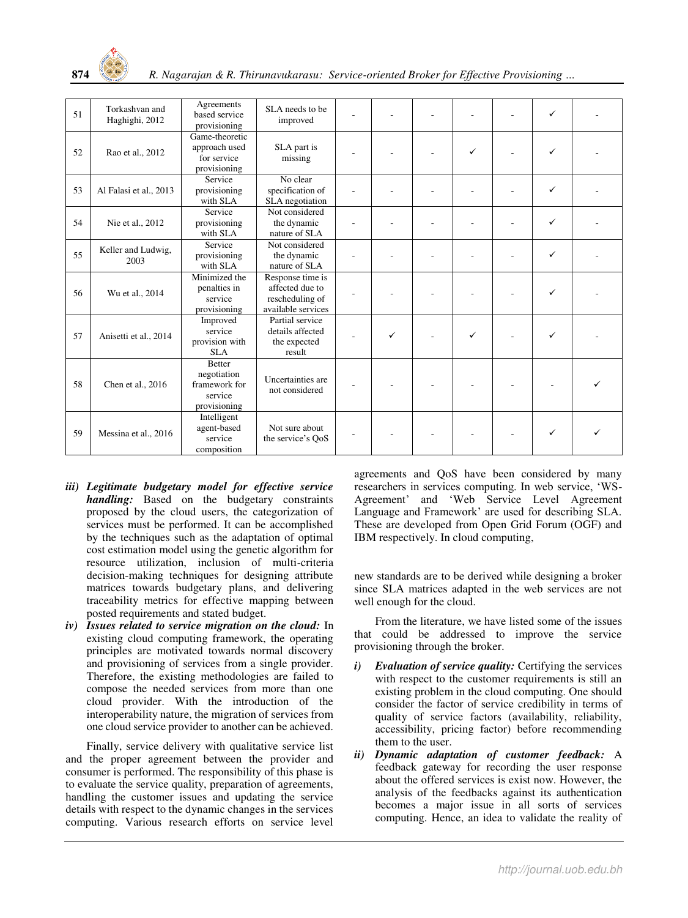| 51 | Torkashvan and Haghighi, 2012 | Agreements based service provisioning | SLA needs to be improved | - | - | - | - | - | ✓ | - |
|---|---|---|---|---|---|---|---|---|---|---|
| 52 | Rao et al., 2012 | Game-theoretic approach used for service provisioning | SLA part is missing | - | - | - | ✓ | - | ✓ | - |
| 53 | Al Falasi et al., 2013 | Service provisioning with SLA | No clear specification of SLA negotiation | - | - | - | - | - | ✓ | - |
| 54 | Nie et al., 2012 | Service provisioning with SLA | Not considered the dynamic nature of SLA | - | - | - | - | - | ✓ | - |
| 55 | Keller and Ludwig, 2003 | Service provisioning with SLA | Not considered the dynamic nature of SLA | - | - | - | - | - | ✓ | - |
| 56 | Wu et al., 2014 | Minimized the penalties in service provisioning | Response time is affected due to rescheduling of available services | - | - | - | - | - | ✓ | - |
| 57 | Anisetti et al., 2014 | Improved service provision with SLA | Partial service details affected the expected result | - | ✓ | - | ✓ | - | ✓ | - |
| 58 | Chen et al., 2016 | Better negotiation framework for service provisioning | Uncertainties are not considered | - | - | - | - | - | - | ✓ |
| 59 | Messina et al., 2016 | Intelligent agent-based service composition | Not sure about the service's QoS | - | - | - | - | - | ✓ | ✓ |

*iii) **Legitimate budgetary model for effective service handling:*** Based on the budgetary constraints proposed by the cloud users, the categorization of services must be performed. It can be accomplished by the techniques such as the adaptation of optimal cost estimation model using the genetic algorithm for resource utilization, inclusion of multi-criteria decision-making techniques for designing attribute matrices towards budgetary plans, and delivering traceability metrics for effective mapping between posted requirements and stated budget.

*iv) **Issues related to service migration on the cloud:*** In existing cloud computing framework, the operating principles are motivated towards normal discovery and provisioning of services from a single provider. Therefore, the existing methodologies are failed to compose the needed services from more than one cloud provider. With the introduction of the interoperability nature, the migration of services from one cloud service provider to another can be achieved.

Finally, service delivery with qualitative service list and the proper agreement between the provider and consumer is performed. The responsibility of this phase is to evaluate the service quality, preparation of agreements, handling the customer issues and updating the service details with respect to the dynamic changes in the services computing. Various research efforts on service level agreements and QoS have been considered by many researchers in services computing. In web service, 'WS-Agreement' and 'Web Service Level Agreement Language and Framework' are used for describing SLA. These are developed from Open Grid Forum (OGF) and IBM respectively. In cloud computing, new standards are to be derived while designing a broker since SLA matrices adapted in the web services are not well enough for the cloud.

From the literature, we have listed some of the issues that could be addressed to improve the service provisioning through the broker.

*i) **Evaluation of service quality:*** Certifying the services with respect to the customer requirements is still an existing problem in the cloud computing. One should consider the factor of service credibility in terms of quality of service factors (availability, reliability, accessibility, pricing factor) before recommending them to the user.

*ii) **Dynamic adaptation of customer feedback:*** A feedback gateway for recording the user response about the offered services is exist now. However, the analysis of the feedbacks against its authentication becomes a major issue in all sorts of services computing. Hence, an idea to validate the reality of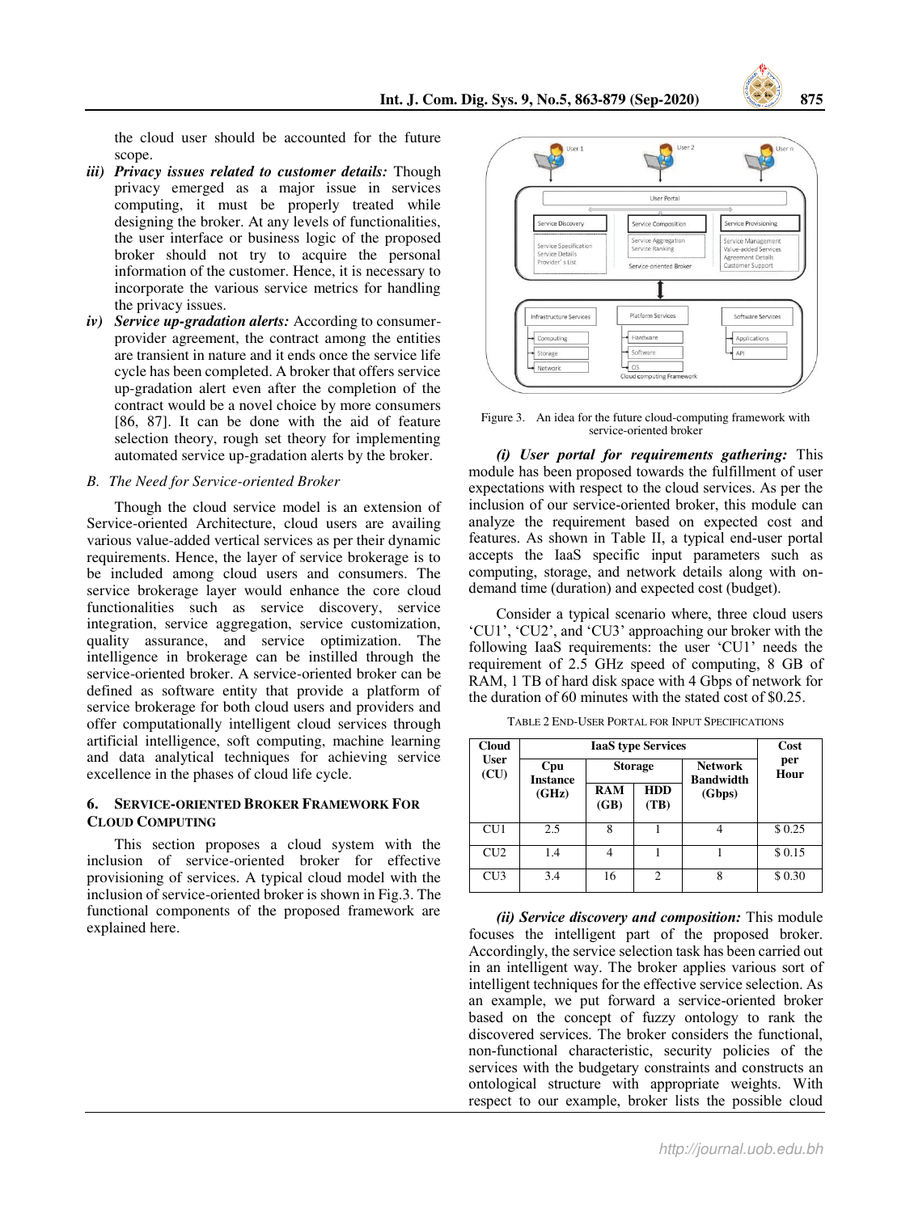the cloud user should be accounted for the future scope.

*iii)* ***Privacy issues related to customer details:*** Though privacy emerged as a major issue in services computing, it must be properly treated while designing the broker. At any levels of functionalities, the user interface or business logic of the proposed broker should not try to acquire the personal information of the customer. Hence, it is necessary to incorporate the various service metrics for handling the privacy issues.

*iv)* ***Service up-gradation alerts:*** According to consumer-provider agreement, the contract among the entities are transient in nature and it ends once the service life cycle has been completed. A broker that offers service up-gradation alert even after the completion of the contract would be a novel choice by more consumers [86, 87]. It can be done with the aid of feature selection theory, rough set theory for implementing automated service up-gradation alerts by the broker.

### *B. The Need for Service-oriented Broker*

Though the cloud service model is an extension of Service-oriented Architecture, cloud users are availing various value-added vertical services as per their dynamic requirements. Hence, the layer of service brokerage is to be included among cloud users and consumers. The service brokerage layer would enhance the core cloud functionalities such as service discovery, service integration, service aggregation, service customization, quality assurance, and service optimization. The intelligence in brokerage can be instilled through the service-oriented broker. A service-oriented broker can be defined as software entity that provide a platform of service brokerage for both cloud users and providers and offer computationally intelligent cloud services through artificial intelligence, soft computing, machine learning and data analytical techniques for achieving service excellence in the phases of cloud life cycle.

## 6. Service-oriented Broker Framework for Cloud Computing

This section proposes a cloud system with the inclusion of service-oriented broker for effective provisioning of services. A typical cloud model with the inclusion of service-oriented broker is shown in Fig.3. The functional components of the proposed framework are explained here.

Figure 3. An idea for the future cloud-computing framework with service-oriented broker

***(i) User portal for requirements gathering:*** This module has been proposed towards the fulfillment of user expectations with respect to the cloud services. As per the inclusion of our service-oriented broker, this module can analyze the requirement based on expected cost and features. As shown in Table II, a typical end-user portal accepts the IaaS specific input parameters such as computing, storage, and network details along with on-demand time (duration) and expected cost (budget).

Consider a typical scenario where, three cloud users 'CU1', 'CU2', and 'CU3' approaching our broker with the following IaaS requirements: the user 'CU1' needs the requirement of 2.5 GHz speed of computing, 8 GB of RAM, 1 TB of hard disk space with 4 Gbps of network for the duration of 60 minutes with the stated cost of $0.25.

TABLE 2 END-USER PORTAL FOR INPUT SPECIFICATIONS

| Cloud User (CU) | IaaS type Services | | | | Cost per Hour |
|---|---|---|---|---|---|
| | Cpu Instance (GHz) | Storage | | Network Bandwidth (Gbps) | |
| | | RAM (GB) | HDD (TB) | | |
| CU1 | 2.5 | 8 | 1 | 4 | $ 0.25 |
| CU2 | 1.4 | 4 | 1 | 1 | $ 0.15 |
| CU3 | 3.4 | 16 | 2 | 8 | $ 0.30 |

***(ii) Service discovery and composition:*** This module focuses the intelligent part of the proposed broker. Accordingly, the service selection task has been carried out in an intelligent way. The broker applies various sort of intelligent techniques for the effective service selection. As an example, we put forward a service-oriented broker based on the concept of fuzzy ontology to rank the discovered services. The broker considers the functional, non-functional characteristic, security policies of the services with the budgetary constraints and constructs an ontological structure with appropriate weights. With respect to our example, broker lists the possible cloud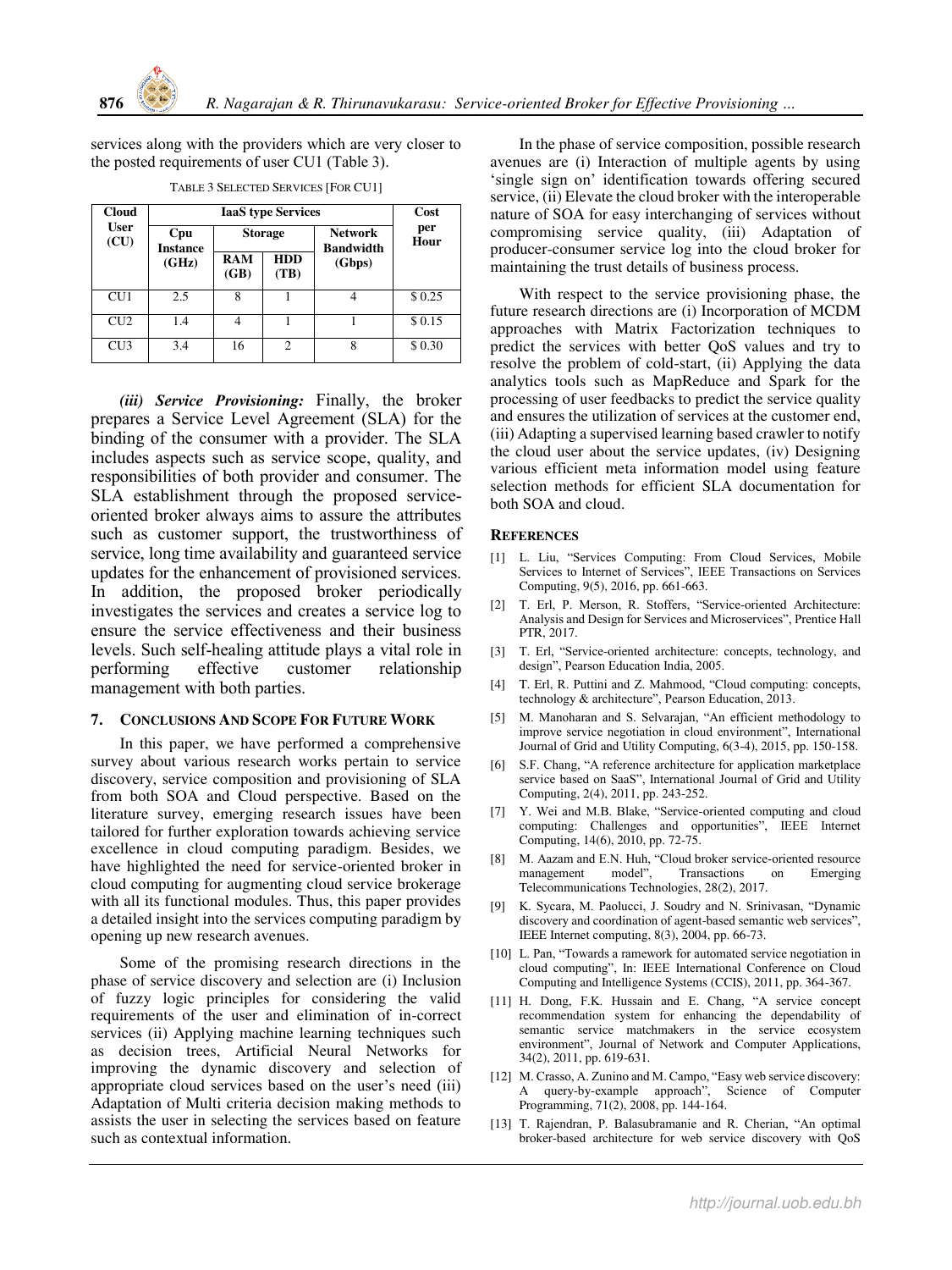services along with the providers which are very closer to the posted requirements of user CU1 (Table 3).

TABLE 3 SELECTED SERVICES [FOR CU1]

| Cloud User (CU) | IaaS type Services | | | | Cost per Hour |
|---|---|---|---|---|---|
| | Cpu Instance (GHz) | Storage | | Network Bandwidth (Gbps) | |
| | | RAM (GB) | HDD (TB) | | |
| CU1 | 2.5 | 8 | 1 | 4 | $ 0.25 |
| CU2 | 1.4 | 4 | 1 | 1 | $ 0.15 |
| CU3 | 3.4 | 16 | 2 | 8 | $ 0.30 |

***(iii) Service Provisioning:*** Finally, the broker prepares a Service Level Agreement (SLA) for the binding of the consumer with a provider. The SLA includes aspects such as service scope, quality, and responsibilities of both provider and consumer. The SLA establishment through the proposed service-oriented broker always aims to assure the attributes such as customer support, the trustworthiness of service, long time availability and guaranteed service updates for the enhancement of provisioned services. In addition, the proposed broker periodically investigates the services and creates a service log to ensure the service effectiveness and their business levels. Such self-healing attitude plays a vital role in performing effective customer relationship management with both parties.

## 7. CONCLUSIONS AND SCOPE FOR FUTURE WORK

In this paper, we have performed a comprehensive survey about various research works pertain to service discovery, service composition and provisioning of SLA from both SOA and Cloud perspective. Based on the literature survey, emerging research issues have been tailored for further exploration towards achieving service excellence in cloud computing paradigm. Besides, we have highlighted the need for service-oriented broker in cloud computing for augmenting cloud service brokerage with all its functional modules. Thus, this paper provides a detailed insight into the services computing paradigm by opening up new research avenues.

Some of the promising research directions in the phase of service discovery and selection are (i) Inclusion of fuzzy logic principles for considering the valid requirements of the user and elimination of in-correct services (ii) Applying machine learning techniques such as decision trees, Artificial Neural Networks for improving the dynamic discovery and selection of appropriate cloud services based on the user's need (iii) Adaptation of Multi criteria decision making methods to assists the user in selecting the services based on feature such as contextual information.

In the phase of service composition, possible research avenues are (i) Interaction of multiple agents by using 'single sign on' identification towards offering secured service, (ii) Elevate the cloud broker with the interoperable nature of SOA for easy interchanging of services without compromising service quality, (iii) Adaptation of producer-consumer service log into the cloud broker for maintaining the trust details of business process.

With respect to the service provisioning phase, the future research directions are (i) Incorporation of MCDM approaches with Matrix Factorization techniques to predict the services with better QoS values and try to resolve the problem of cold-start, (ii) Applying the data analytics tools such as MapReduce and Spark for the processing of user feedbacks to predict the service quality and ensures the utilization of services at the customer end, (iii) Adapting a supervised learning based crawler to notify the cloud user about the service updates, (iv) Designing various efficient meta information model using feature selection methods for efficient SLA documentation for both SOA and cloud.

## REFERENCES

[1] L. Liu, "Services Computing: From Cloud Services, Mobile Services to Internet of Services", IEEE Transactions on Services Computing, 9(5), 2016, pp. 661-663.

[2] T. Erl, P. Merson, R. Stoffers, "Service-oriented Architecture: Analysis and Design for Services and Microservices", Prentice Hall PTR, 2017.

[3] T. Erl, "Service-oriented architecture: concepts, technology, and design", Pearson Education India, 2005.

[4] T. Erl, R. Puttini and Z. Mahmood, "Cloud computing: concepts, technology & architecture", Pearson Education, 2013.

[5] M. Manoharan and S. Selvarajan, "An efficient methodology to improve service negotiation in cloud environment", International Journal of Grid and Utility Computing, 6(3-4), 2015, pp. 150-158.

[6] S.F. Chang, "A reference architecture for application marketplace service based on SaaS", International Journal of Grid and Utility Computing, 2(4), 2011, pp. 243-252.

[7] Y. Wei and M.B. Blake, "Service-oriented computing and cloud computing: Challenges and opportunities", IEEE Internet Computing, 14(6), 2010, pp. 72-75.

[8] M. Aazam and E.N. Huh, "Cloud broker service-oriented resource management model", Transactions on Emerging Telecommunications Technologies, 28(2), 2017.

[9] K. Sycara, M. Paolucci, J. Soudry and N. Srinivasan, "Dynamic discovery and coordination of agent-based semantic web services", IEEE Internet computing, 8(3), 2004, pp. 66-73.

[10] L. Pan, "Towards a ramework for automated service negotiation in cloud computing", In: IEEE International Conference on Cloud Computing and Intelligence Systems (CCIS), 2011, pp. 364-367.

[11] H. Dong, F.K. Hussain and E. Chang, "A service concept recommendation system for enhancing the dependability of semantic service matchmakers in the service ecosystem environment", Journal of Network and Computer Applications, 34(2), 2011, pp. 619-631.

[12] M. Crasso, A. Zunino and M. Campo, "Easy web service discovery: A query-by-example approach", Science of Computer Programming, 71(2), 2008, pp. 144-164.

[13] T. Rajendran, P. Balasubramanie and R. Cherian, "An optimal broker-based architecture for web service discovery with QoS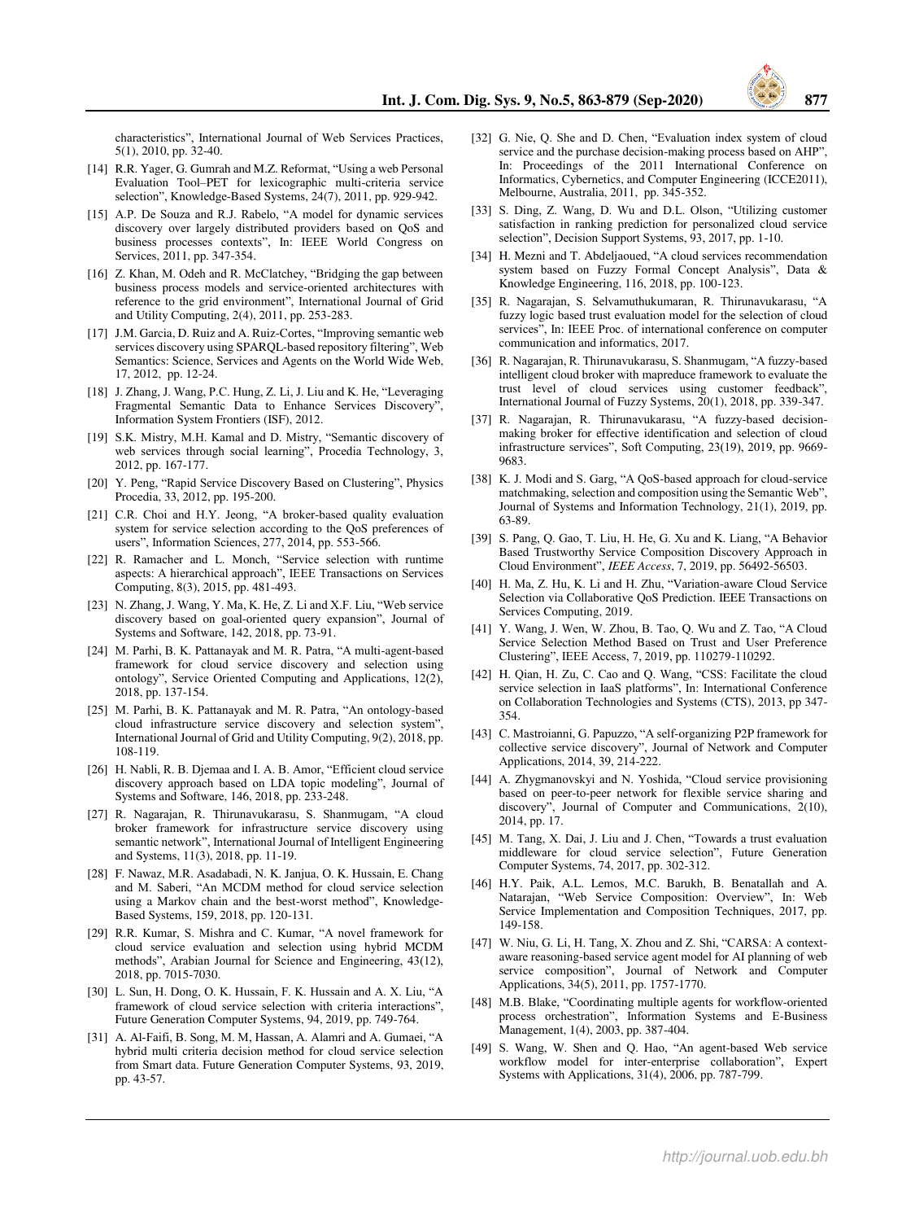characteristics", International Journal of Web Services Practices, 5(1), 2010, pp. 32-40.

[14] R.R. Yager, G. Gumrah and M.Z. Reformat, "Using a web Personal Evaluation Tool–PET for lexicographic multi-criteria service selection", Knowledge-Based Systems, 24(7), 2011, pp. 929-942.

[15] A.P. De Souza and R.J. Rabelo, "A model for dynamic services discovery over largely distributed providers based on QoS and business processes contexts", In: IEEE World Congress on Services, 2011, pp. 347-354.

[16] Z. Khan, M. Odeh and R. McClatchey, "Bridging the gap between business process models and service-oriented architectures with reference to the grid environment", International Journal of Grid and Utility Computing, 2(4), 2011, pp. 253-283.

[17] J.M. Garcia, D. Ruiz and A. Ruiz-Cortes, "Improving semantic web services discovery using SPARQL-based repository filtering", Web Semantics: Science, Services and Agents on the World Wide Web, 17, 2012, pp. 12-24.

[18] J. Zhang, J. Wang, P.C. Hung, Z. Li, J. Liu and K. He, "Leveraging Fragmental Semantic Data to Enhance Services Discovery", Information System Frontiers (ISF), 2012.

[19] S.K. Mistry, M.H. Kamal and D. Mistry, "Semantic discovery of web services through social learning", Procedia Technology, 3, 2012, pp. 167-177.

[20] Y. Peng, "Rapid Service Discovery Based on Clustering", Physics Procedia, 33, 2012, pp. 195-200.

[21] C.R. Choi and H.Y. Jeong, "A broker-based quality evaluation system for service selection according to the QoS preferences of users", Information Sciences, 277, 2014, pp. 553-566.

[22] R. Ramacher and L. Monch, "Service selection with runtime aspects: A hierarchical approach", IEEE Transactions on Services Computing, 8(3), 2015, pp. 481-493.

[23] N. Zhang, J. Wang, Y. Ma, K. He, Z. Li and X.F. Liu, "Web service discovery based on goal-oriented query expansion", Journal of Systems and Software, 142, 2018, pp. 73-91.

[24] M. Parhi, B. K. Pattanayak and M. R. Patra, "A multi-agent-based framework for cloud service discovery and selection using ontology", Service Oriented Computing and Applications, 12(2), 2018, pp. 137-154.

[25] M. Parhi, B. K. Pattanayak and M. R. Patra, "An ontology-based cloud infrastructure service discovery and selection system", International Journal of Grid and Utility Computing, 9(2), 2018, pp. 108-119.

[26] H. Nabli, R. B. Djemaa and I. A. B. Amor, "Efficient cloud service discovery approach based on LDA topic modeling", Journal of Systems and Software, 146, 2018, pp. 233-248.

[27] R. Nagarajan, R. Thirunavukarasu, S. Shanmugam, "A cloud broker framework for infrastructure service discovery using semantic network", International Journal of Intelligent Engineering and Systems, 11(3), 2018, pp. 11-19.

[28] F. Nawaz, M.R. Asadabadi, N. K. Janjua, O. K. Hussain, E. Chang and M. Saberi, "An MCDM method for cloud service selection using a Markov chain and the best-worst method", Knowledge-Based Systems, 159, 2018, pp. 120-131.

[29] R.R. Kumar, S. Mishra and C. Kumar, "A novel framework for cloud service evaluation and selection using hybrid MCDM methods", Arabian Journal for Science and Engineering, 43(12), 2018, pp. 7015-7030.

[30] L. Sun, H. Dong, O. K. Hussain, F. K. Hussain and A. X. Liu, "A framework of cloud service selection with criteria interactions", Future Generation Computer Systems, 94, 2019, pp. 749-764.

[31] A. Al-Faifi, B. Song, M. M, Hassan, A. Alamri and A. Gumaei, "A hybrid multi criteria decision method for cloud service selection from Smart data. Future Generation Computer Systems, 93, 2019, pp. 43-57.

[32] G. Nie, Q. She and D. Chen, "Evaluation index system of cloud service and the purchase decision-making process based on AHP", In: Proceedings of the 2011 International Conference on Informatics, Cybernetics, and Computer Engineering (ICCE2011), Melbourne, Australia, 2011, pp. 345-352.

[33] S. Ding, Z. Wang, D. Wu and D.L. Olson, "Utilizing customer satisfaction in ranking prediction for personalized cloud service selection", Decision Support Systems, 93, 2017, pp. 1-10.

[34] H. Mezni and T. Abdeljaoued, "A cloud services recommendation system based on Fuzzy Formal Concept Analysis", Data & Knowledge Engineering, 116, 2018, pp. 100-123.

[35] R. Nagarajan, S. Selvamuthukumaran, R. Thirunavukarasu, "A fuzzy logic based trust evaluation model for the selection of cloud services", In: IEEE Proc. of international conference on computer communication and informatics, 2017.

[36] R. Nagarajan, R. Thirunavukarasu, S. Shanmugam, "A fuzzy-based intelligent cloud broker with mapreduce framework to evaluate the trust level of cloud services using customer feedback", International Journal of Fuzzy Systems, 20(1), 2018, pp. 339-347.

[37] R. Nagarajan, R. Thirunavukarasu, "A fuzzy-based decision-making broker for effective identification and selection of cloud infrastructure services", Soft Computing, 23(19), 2019, pp. 9669-9683.

[38] K. J. Modi and S. Garg, "A QoS-based approach for cloud-service matchmaking, selection and composition using the Semantic Web", Journal of Systems and Information Technology, 21(1), 2019, pp. 63-89.

[39] S. Pang, Q. Gao, T. Liu, H. He, G. Xu and K. Liang, "A Behavior Based Trustworthy Service Composition Discovery Approach in Cloud Environment", *IEEE Access*, 7, 2019, pp. 56492-56503.

[40] H. Ma, Z. Hu, K. Li and H. Zhu, "Variation-aware Cloud Service Selection via Collaborative QoS Prediction. IEEE Transactions on Services Computing, 2019.

[41] Y. Wang, J. Wen, W. Zhou, B. Tao, Q. Wu and Z. Tao, "A Cloud Service Selection Method Based on Trust and User Preference Clustering", IEEE Access, 7, 2019, pp. 110279-110292.

[42] H. Qian, H. Zu, C. Cao and Q. Wang, "CSS: Facilitate the cloud service selection in IaaS platforms", In: International Conference on Collaboration Technologies and Systems (CTS), 2013, pp 347-354.

[43] C. Mastroianni, G. Papuzzo, "A self-organizing P2P framework for collective service discovery", Journal of Network and Computer Applications, 2014, 39, 214-222.

[44] A. Zhygmanovskyi and N. Yoshida, "Cloud service provisioning based on peer-to-peer network for flexible service sharing and discovery", Journal of Computer and Communications, 2(10), 2014, pp. 17.

[45] M. Tang, X. Dai, J. Liu and J. Chen, "Towards a trust evaluation middleware for cloud service selection", Future Generation Computer Systems, 74, 2017, pp. 302-312.

[46] H.Y. Paik, A.L. Lemos, M.C. Barukh, B. Benatallah and A. Natarajan, "Web Service Composition: Overview", In: Web Service Implementation and Composition Techniques, 2017, pp. 149-158.

[47] W. Niu, G. Li, H. Tang, X. Zhou and Z. Shi, "CARSA: A context-aware reasoning-based service agent model for AI planning of web service composition", Journal of Network and Computer Applications, 34(5), 2011, pp. 1757-1770.

[48] M.B. Blake, "Coordinating multiple agents for workflow-oriented process orchestration", Information Systems and E-Business Management, 1(4), 2003, pp. 387-404.

[49] S. Wang, W. Shen and Q. Hao, "An agent-based Web service workflow model for inter-enterprise collaboration", Expert Systems with Applications, 31(4), 2006, pp. 787-799.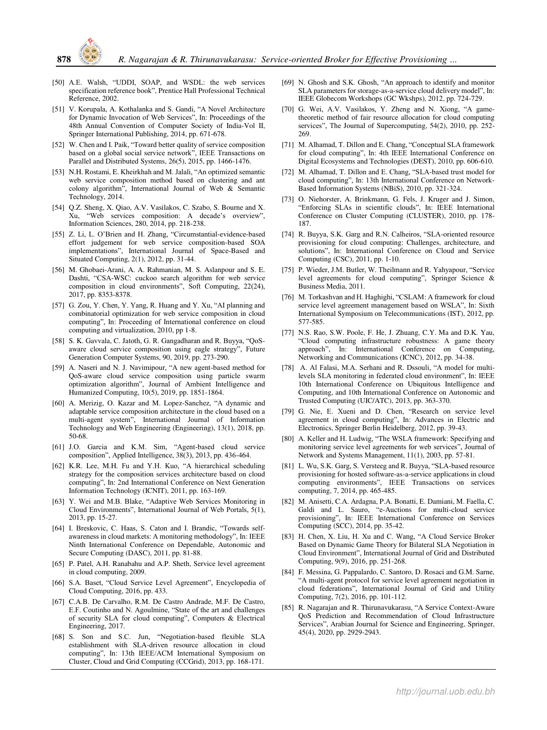[50] A.E. Walsh, "UDDI, SOAP, and WSDL: the web services specification reference book", Prentice Hall Professional Technical Reference, 2002.

[51] V. Korupala, A. Kothalanka and S. Gandi, "A Novel Architecture for Dynamic Invocation of Web Services", In: Proceedings of the 48th Annual Convention of Computer Society of India-Vol II, Springer International Publishing, 2014, pp. 671-678.

[52] W. Chen and I. Paik, "Toward better quality of service composition based on a global social service network", IEEE Transactions on Parallel and Distributed Systems, 26(5), 2015, pp. 1466-1476.

[53] N.H. Rostami, E. Kheirkhah and M. Jalali, "An optimized semantic web service composition method based on clustering and ant colony algorithm", International Journal of Web & Semantic Technology, 2014.

[54] Q.Z. Sheng, X. Qiao, A.V. Vasilakos, C. Szabo, S. Bourne and X. Xu, "Web services composition: A decade's overview", Information Sciences, 280, 2014, pp. 218-238.

[55] Z. Li, L. O'Brien and H. Zhang, "Circumstantial-evidence-based effort judgement for web service composition-based SOA implementations", International Journal of Space-Based and Situated Computing, 2(1), 2012, pp. 31-44.

[56] M. Ghobaei-Arani, A. A. Rahmanian, M. S. Aslanpour and S. E. Dashti, "CSA-WSC: cuckoo search algorithm for web service composition in cloud environments", Soft Computing, 22(24), 2017, pp. 8353-8378.

[57] G. Zou, Y. Chen, Y. Yang, R. Huang and Y. Xu, "AI planning and combinatorial optimization for web service composition in cloud computing", In: Proceeding of International conference on cloud computing and virtualization, 2010, pp 1-8.

[58] S. K. Gavvala, C. Jatoth, G. R. Gangadharan and R. Buyya, "QoS-aware cloud service composition using eagle strategy", Future Generation Computer Systems, 90, 2019, pp. 273-290.

[59] A. Naseri and N. J. Navimipour, "A new agent-based method for QoS-aware cloud service composition using particle swarm optimization algorithm", Journal of Ambient Intelligence and Humanized Computing, 10(5), 2019, pp. 1851-1864.

[60] A. Merizig, O. Kazar and M. Lopez-Sanchez, "A dynamic and adaptable service composition architecture in the cloud based on a multi-agent system", International Journal of Information Technology and Web Engineering (Engineering), 13(1), 2018, pp. 50-68.

[61] J.O. Garcia and K.M. Sim, "Agent-based cloud service composition", Applied Intelligence, 38(3), 2013, pp. 436-464.

[62] K.R. Lee, M.H. Fu and Y.H. Kuo, "A hierarchical scheduling strategy for the composition services architecture based on cloud computing", In: 2nd International Conference on Next Generation Information Technology (ICNIT), 2011, pp. 163-169.

[63] Y. Wei and M.B. Blake, "Adaptive Web Services Monitoring in Cloud Environments", International Journal of Web Portals, 5(1), 2013, pp. 15-27.

[64] I. Breskovic, C. Haas, S. Caton and I. Brandic, "Towards self-awareness in cloud markets: A monitoring methodology", In: IEEE Ninth International Conference on Dependable, Autonomic and Secure Computing (DASC), 2011, pp. 81-88.

[65] P. Patel, A.H. Ranabahu and A.P. Sheth, Service level agreement in cloud computing, 2009.

[66] S.A. Baset, "Cloud Service Level Agreement", Encyclopedia of Cloud Computing, 2016, pp. 433.

[67] C.A.B. De Carvalho, R.M. De Castro Andrade, M.F. De Castro, E.F. Coutinho and N. Agoulmine, "State of the art and challenges of security SLA for cloud computing", Computers & Electrical Engineering, 2017.

[68] S. Son and S.C. Jun, "Negotiation-based flexible SLA establishment with SLA-driven resource allocation in cloud computing", In: 13th IEEE/ACM International Symposium on Cluster, Cloud and Grid Computing (CCGrid), 2013, pp. 168-171.

[69] N. Ghosh and S.K. Ghosh, "An approach to identify and monitor SLA parameters for storage-as-a-service cloud delivery model", In: IEEE Globecom Workshops (GC Wkshps), 2012, pp. 724-729.

[70] G. Wei, A.V. Vasilakos, Y. Zheng and N. Xiong, "A game-theoretic method of fair resource allocation for cloud computing services", The Journal of Supercomputing, 54(2), 2010, pp. 252-269.

[71] M. Alhamad, T. Dillon and E. Chang, "Conceptual SLA framework for cloud computing", In: 4th IEEE International Conference on Digital Ecosystems and Technologies (DEST), 2010, pp. 606-610.

[72] M. Alhamad, T. Dillon and E. Chang, "SLA-based trust model for cloud computing", In: 13th International Conference on Network-Based Information Systems (NBiS), 2010, pp. 321-324.

[73] O. Niehorster, A. Brinkmann, G. Fels, J. Kruger and J. Simon, "Enforcing SLAs in scientific clouds", In: IEEE International Conference on Cluster Computing (CLUSTER), 2010, pp. 178-187.

[74] R. Buyya, S.K. Garg and R.N. Calheiros, "SLA-oriented resource provisioning for cloud computing: Challenges, architecture, and solutions", In: International Conference on Cloud and Service Computing (CSC), 2011, pp. 1-10.

[75] P. Wieder, J.M. Butler, W. Theilmann and R. Yahyapour, "Service level agreements for cloud computing", Springer Science & Business Media, 2011.

[76] M. Torkashvan and H. Haghighi, "CSLAM: A framework for cloud service level agreement management based on WSLA", In: Sixth International Symposium on Telecommunications (IST), 2012, pp. 577-585.

[77] N.S. Rao, S.W. Poole, F. He, J. Zhuang, C.Y. Ma and D.K. Yau, "Cloud computing infrastructure robustness: A game theory approach", In: International Conference on Computing, Networking and Communications (ICNC), 2012, pp. 34-38.

[78] A. Al Falasi, M.A. Serhani and R. Dssouli, "A model for multi-levels SLA monitoring in federated cloud environment", In: IEEE 10th International Conference on Ubiquitous Intelligence and Computing, and 10th International Conference on Autonomic and Trusted Computing (UIC/ATC), 2013, pp. 363-370.

[79] G. Nie, E. Xueni and D. Chen, "Research on service level agreement in cloud computing", In: Advances in Electric and Electronics, Springer Berlin Heidelberg, 2012, pp. 39-43.

[80] A. Keller and H. Ludwig, "The WSLA framework: Specifying and monitoring service level agreements for web services", Journal of Network and Systems Management, 11(1), 2003, pp. 57-81.

[81] L. Wu, S.K. Garg, S. Versteeg and R. Buyya, "SLA-based resource provisioning for hosted software-as-a-service applications in cloud computing environments", IEEE Transactions on services computing, 7, 2014, pp. 465-485.

[82] M. Anisetti, C.A. Ardagna, P.A. Bonatti, E. Damiani, M. Faella, C. Galdi and L. Sauro, "e-Auctions for multi-cloud service provisioning", In: IEEE International Conference on Services Computing (SCC), 2014, pp. 35-42.

[83] H. Chen, X. Liu, H. Xu and C. Wang, "A Cloud Service Broker Based on Dynamic Game Theory for Bilateral SLA Negotiation in Cloud Environment", International Journal of Grid and Distributed Computing, 9(9), 2016, pp. 251-268.

[84] F. Messina, G. Pappalardo, C. Santoro, D. Rosaci and G.M. Sarne, "A multi-agent protocol for service level agreement negotiation in cloud federations", International Journal of Grid and Utility Computing, 7(2), 2016, pp. 101-112.

[85] R. Nagarajan and R. Thirunavukarasu, "A Service Context-Aware QoS Prediction and Recommendation of Cloud Infrastructure Services", Arabian Journal for Science and Engineering, Springer, 45(4), 2020, pp. 2929-2943.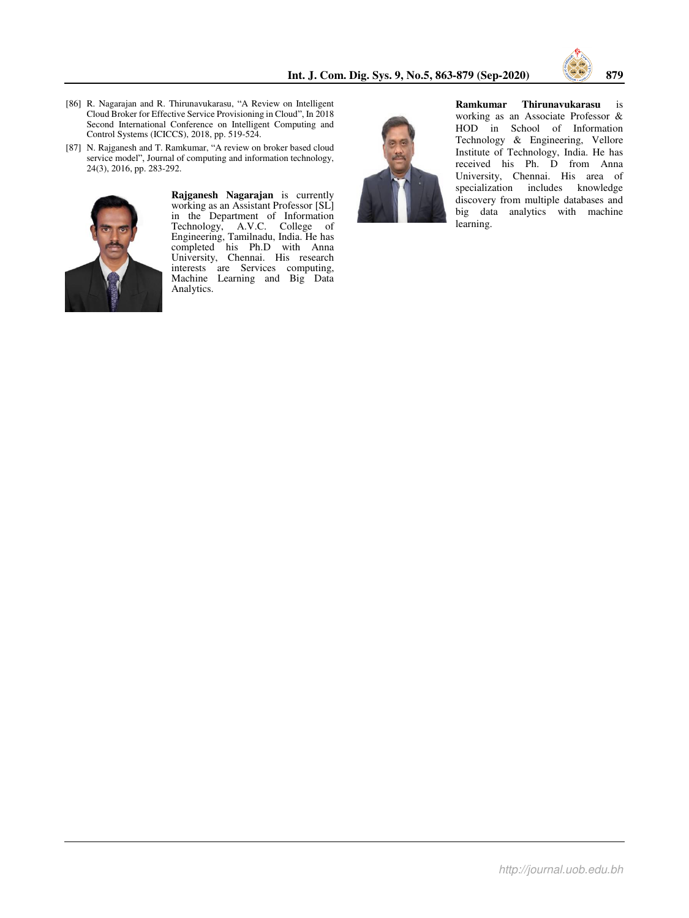[86] R. Nagarajan and R. Thirunavukarasu, "A Review on Intelligent Cloud Broker for Effective Service Provisioning in Cloud", In 2018 Second International Conference on Intelligent Computing and Control Systems (ICICCS), 2018, pp. 519-524.

[87] N. Rajganesh and T. Ramkumar, "A review on broker based cloud service model", Journal of computing and information technology, 24(3), 2016, pp. 283-292.

**Rajganesh Nagarajan** is currently working as an Assistant Professor [SL] in the Department of Information Technology, A.V.C. College of Engineering, Tamilnadu, India. He has completed his Ph.D with Anna University, Chennai. His research interests are Services computing, Machine Learning and Big Data Analytics.

**Ramkumar Thirunavukarasu** is working as an Associate Professor & HOD in School of Information Technology & Engineering, Vellore Institute of Technology, India. He has received his Ph. D from Anna University, Chennai. His area of specialization includes knowledge discovery from multiple databases and big data analytics with machine learning.